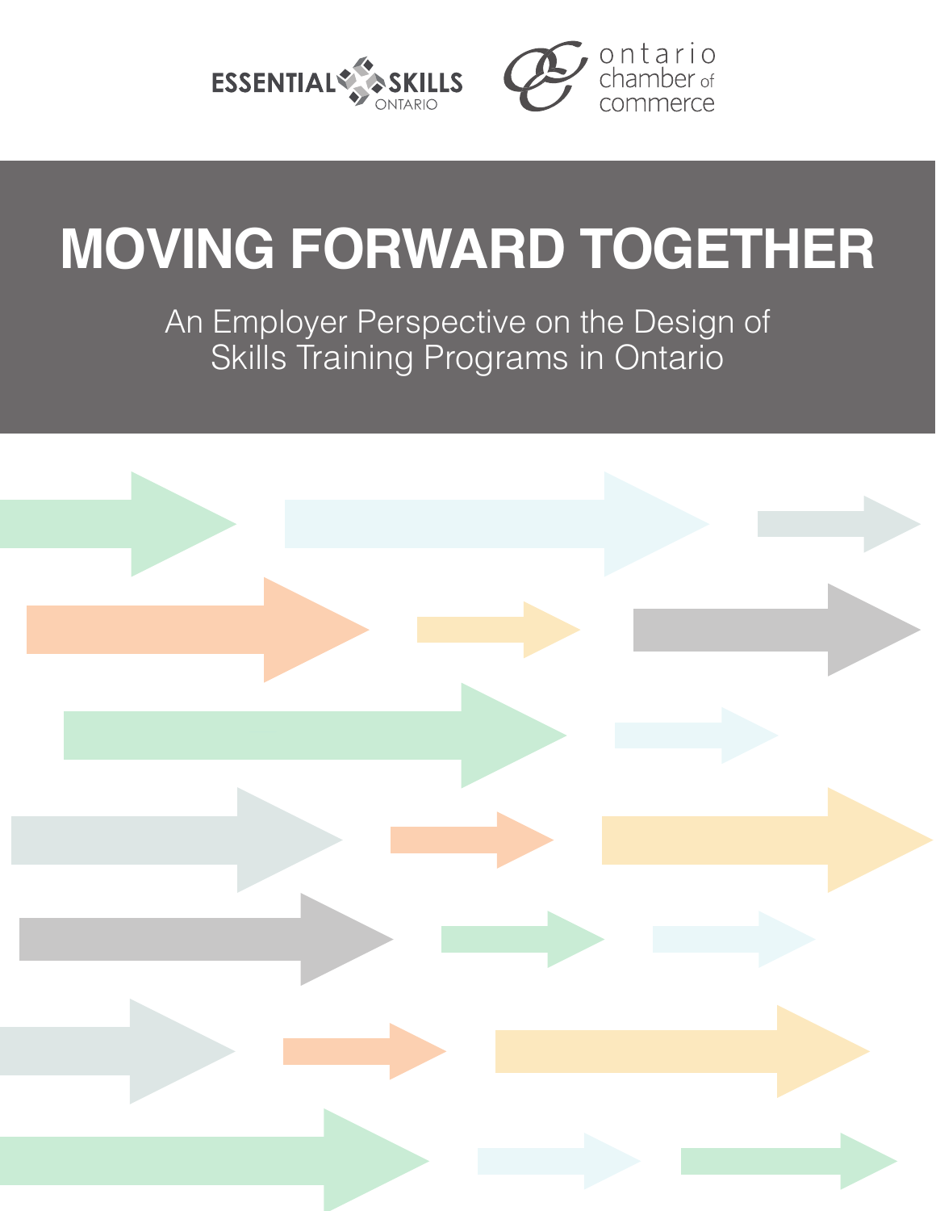ESSENTIAL SKILLS ONTARIO

ontario chamber of commerce

# MOVING FORWARD TOGETHER

## An Employer Perspective on the Design of Skills Training Programs in Ontario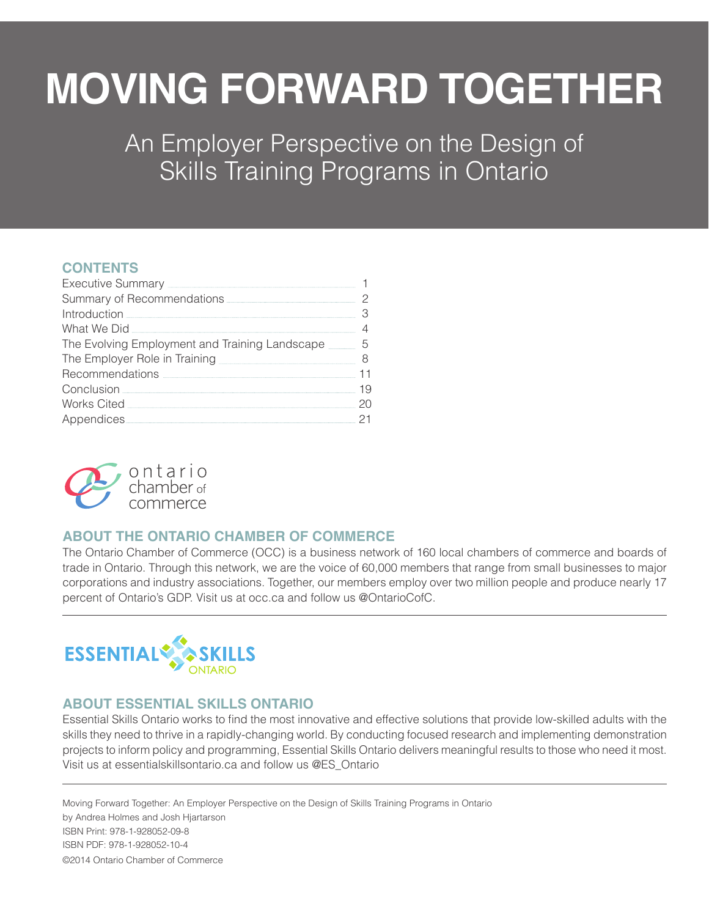# MOVING FORWARD TOGETHER

An Employer Perspective on the Design of Skills Training Programs in Ontario

## CONTENTS

| | |
|---|---|
| Executive Summary | 1 |
| Summary of Recommendations | 2 |
| Introduction | 3 |
| What We Did | 4 |
| The Evolving Employment and Training Landscape | 5 |
| The Employer Role in Training | 8 |
| Recommendations | 11 |
| Conclusion | 19 |
| Works Cited | 20 |
| Appendices | 21 |

ontario chamber of commerce

## ABOUT THE ONTARIO CHAMBER OF COMMERCE

The Ontario Chamber of Commerce (OCC) is a business network of 160 local chambers of commerce and boards of trade in Ontario. Through this network, we are the voice of 60,000 members that range from small businesses to major corporations and industry associations. Together, our members employ over two million people and produce nearly 17 percent of Ontario's GDP. Visit us at occ.ca and follow us @OntarioCofC.

ESSENTIAL SKILLS ONTARIO

## ABOUT ESSENTIAL SKILLS ONTARIO

Essential Skills Ontario works to find the most innovative and effective solutions that provide low-skilled adults with the skills they need to thrive in a rapidly-changing world. By conducting focused research and implementing demonstration projects to inform policy and programming, Essential Skills Ontario delivers meaningful results to those who need it most. Visit us at essentialskillsontario.ca and follow us @ES_Ontario

Moving Forward Together: An Employer Perspective on the Design of Skills Training Programs in Ontario
by Andrea Holmes and Josh Hjartarson
ISBN Print: 978-1-928052-09-8
ISBN PDF: 978-1-928052-10-4
©2014 Ontario Chamber of Commerce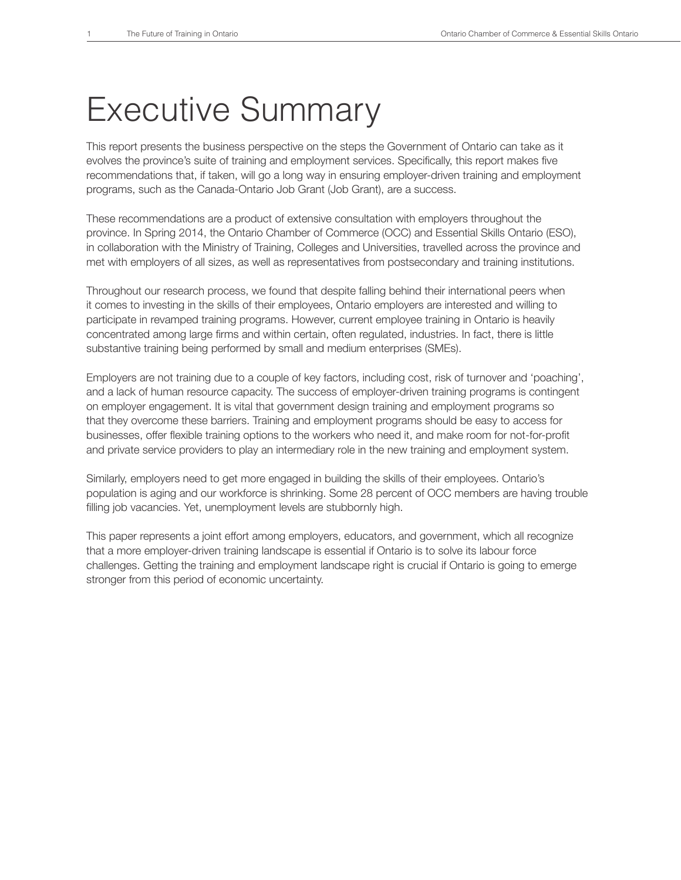# Executive Summary

This report presents the business perspective on the steps the Government of Ontario can take as it evolves the province's suite of training and employment services. Specifically, this report makes five recommendations that, if taken, will go a long way in ensuring employer-driven training and employment programs, such as the Canada-Ontario Job Grant (Job Grant), are a success.

These recommendations are a product of extensive consultation with employers throughout the province. In Spring 2014, the Ontario Chamber of Commerce (OCC) and Essential Skills Ontario (ESO), in collaboration with the Ministry of Training, Colleges and Universities, travelled across the province and met with employers of all sizes, as well as representatives from postsecondary and training institutions.

Throughout our research process, we found that despite falling behind their international peers when it comes to investing in the skills of their employees, Ontario employers are interested and willing to participate in revamped training programs. However, current employee training in Ontario is heavily concentrated among large firms and within certain, often regulated, industries. In fact, there is little substantive training being performed by small and medium enterprises (SMEs).

Employers are not training due to a couple of key factors, including cost, risk of turnover and 'poaching', and a lack of human resource capacity. The success of employer-driven training programs is contingent on employer engagement. It is vital that government design training and employment programs so that they overcome these barriers. Training and employment programs should be easy to access for businesses, offer flexible training options to the workers who need it, and make room for not-for-profit and private service providers to play an intermediary role in the new training and employment system.

Similarly, employers need to get more engaged in building the skills of their employees. Ontario's population is aging and our workforce is shrinking. Some 28 percent of OCC members are having trouble filling job vacancies. Yet, unemployment levels are stubbornly high.

This paper represents a joint effort among employers, educators, and government, which all recognize that a more employer-driven training landscape is essential if Ontario is to solve its labour force challenges. Getting the training and employment landscape right is crucial if Ontario is going to emerge stronger from this period of economic uncertainty.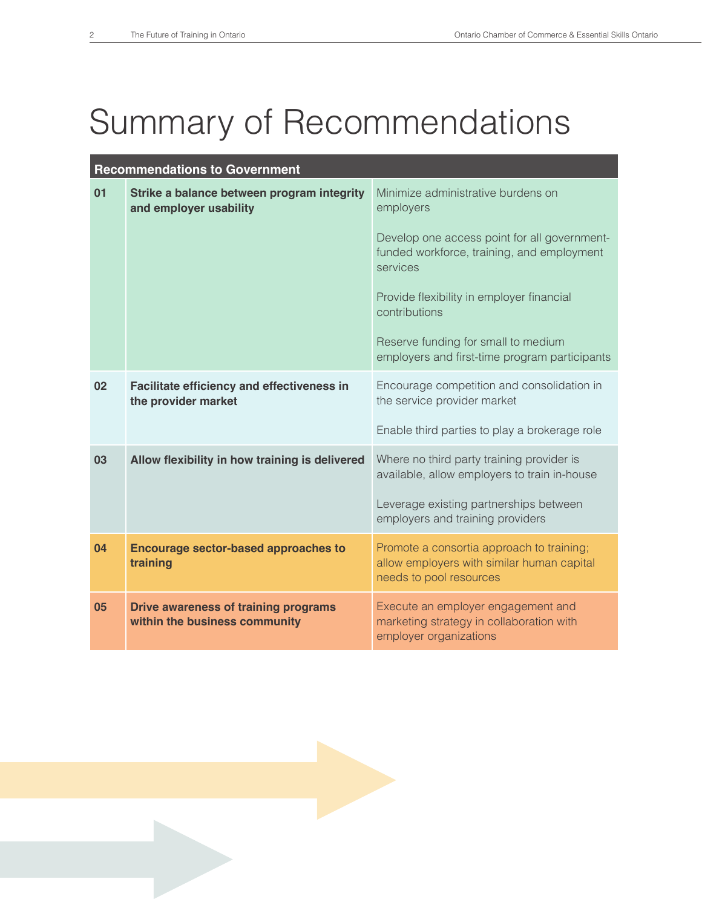# Summary of Recommendations

| Recommendations to Government | | |
|---|---|---|
| 01 | **Strike a balance between program integrity and employer usability** | Minimize administrative burdens on employers<br><br>Develop one access point for all government-funded workforce, training, and employment services<br><br>Provide flexibility in employer financial contributions<br><br>Reserve funding for small to medium employers and first-time program participants |
| 02 | **Facilitate efficiency and effectiveness in the provider market** | Encourage competition and consolidation in the service provider market<br><br>Enable third parties to play a brokerage role |
| 03 | **Allow flexibility in how training is delivered** | Where no third party training provider is available, allow employers to train in-house<br><br>Leverage existing partnerships between employers and training providers |
| 04 | **Encourage sector-based approaches to training** | Promote a consortia approach to training; allow employers with similar human capital needs to pool resources |
| 05 | **Drive awareness of training programs within the business community** | Execute an employer engagement and marketing strategy in collaboration with employer organizations |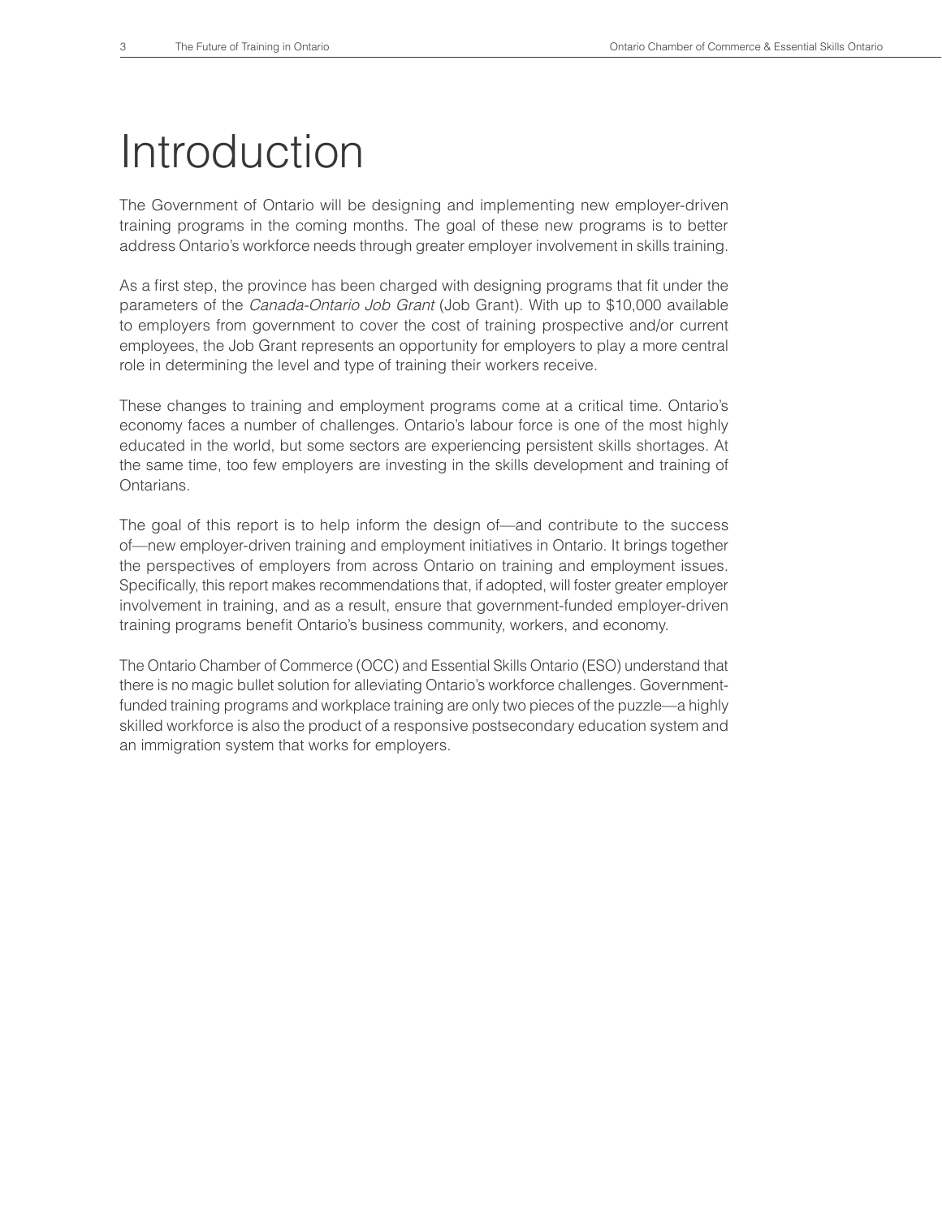# Introduction

The Government of Ontario will be designing and implementing new employer-driven training programs in the coming months. The goal of these new programs is to better address Ontario's workforce needs through greater employer involvement in skills training.

As a first step, the province has been charged with designing programs that fit under the parameters of the *Canada-Ontario Job Grant* (Job Grant). With up to $10,000 available to employers from government to cover the cost of training prospective and/or current employees, the Job Grant represents an opportunity for employers to play a more central role in determining the level and type of training their workers receive.

These changes to training and employment programs come at a critical time. Ontario's economy faces a number of challenges. Ontario's labour force is one of the most highly educated in the world, but some sectors are experiencing persistent skills shortages. At the same time, too few employers are investing in the skills development and training of Ontarians.

The goal of this report is to help inform the design of—and contribute to the success of—new employer-driven training and employment initiatives in Ontario. It brings together the perspectives of employers from across Ontario on training and employment issues. Specifically, this report makes recommendations that, if adopted, will foster greater employer involvement in training, and as a result, ensure that government-funded employer-driven training programs benefit Ontario's business community, workers, and economy.

The Ontario Chamber of Commerce (OCC) and Essential Skills Ontario (ESO) understand that there is no magic bullet solution for alleviating Ontario's workforce challenges. Government-funded training programs and workplace training are only two pieces of the puzzle—a highly skilled workforce is also the product of a responsive postsecondary education system and an immigration system that works for employers.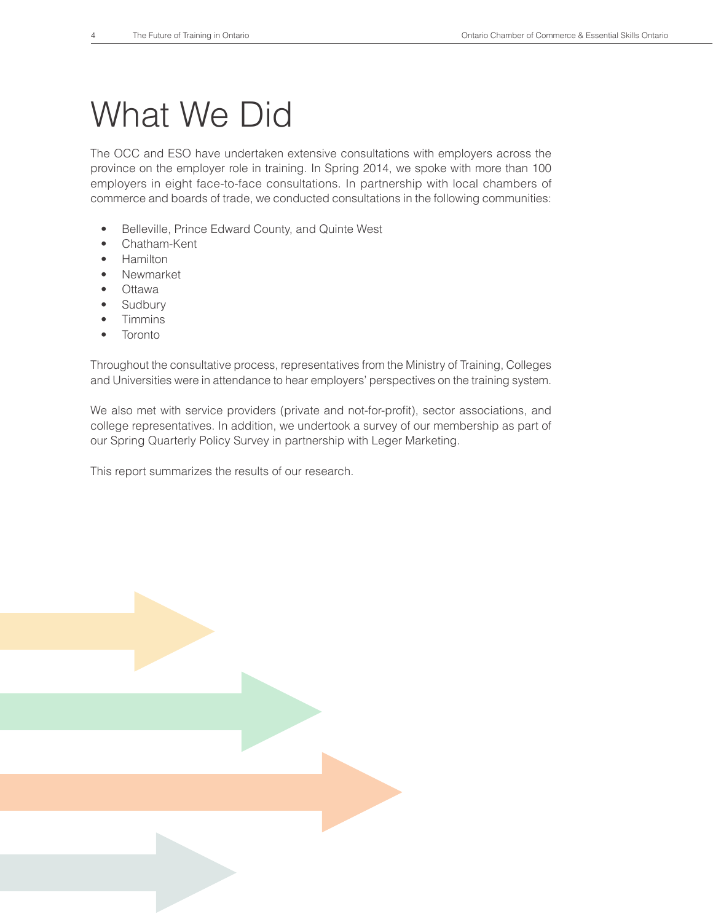# What We Did

The OCC and ESO have undertaken extensive consultations with employers across the province on the employer role in training. In Spring 2014, we spoke with more than 100 employers in eight face-to-face consultations. In partnership with local chambers of commerce and boards of trade, we conducted consultations in the following communities:

- Belleville, Prince Edward County, and Quinte West
- Chatham-Kent
- Hamilton
- Newmarket
- Ottawa
- Sudbury
- Timmins
- Toronto

Throughout the consultative process, representatives from the Ministry of Training, Colleges and Universities were in attendance to hear employers' perspectives on the training system.

We also met with service providers (private and not-for-profit), sector associations, and college representatives. In addition, we undertook a survey of our membership as part of our Spring Quarterly Policy Survey in partnership with Leger Marketing.

This report summarizes the results of our research.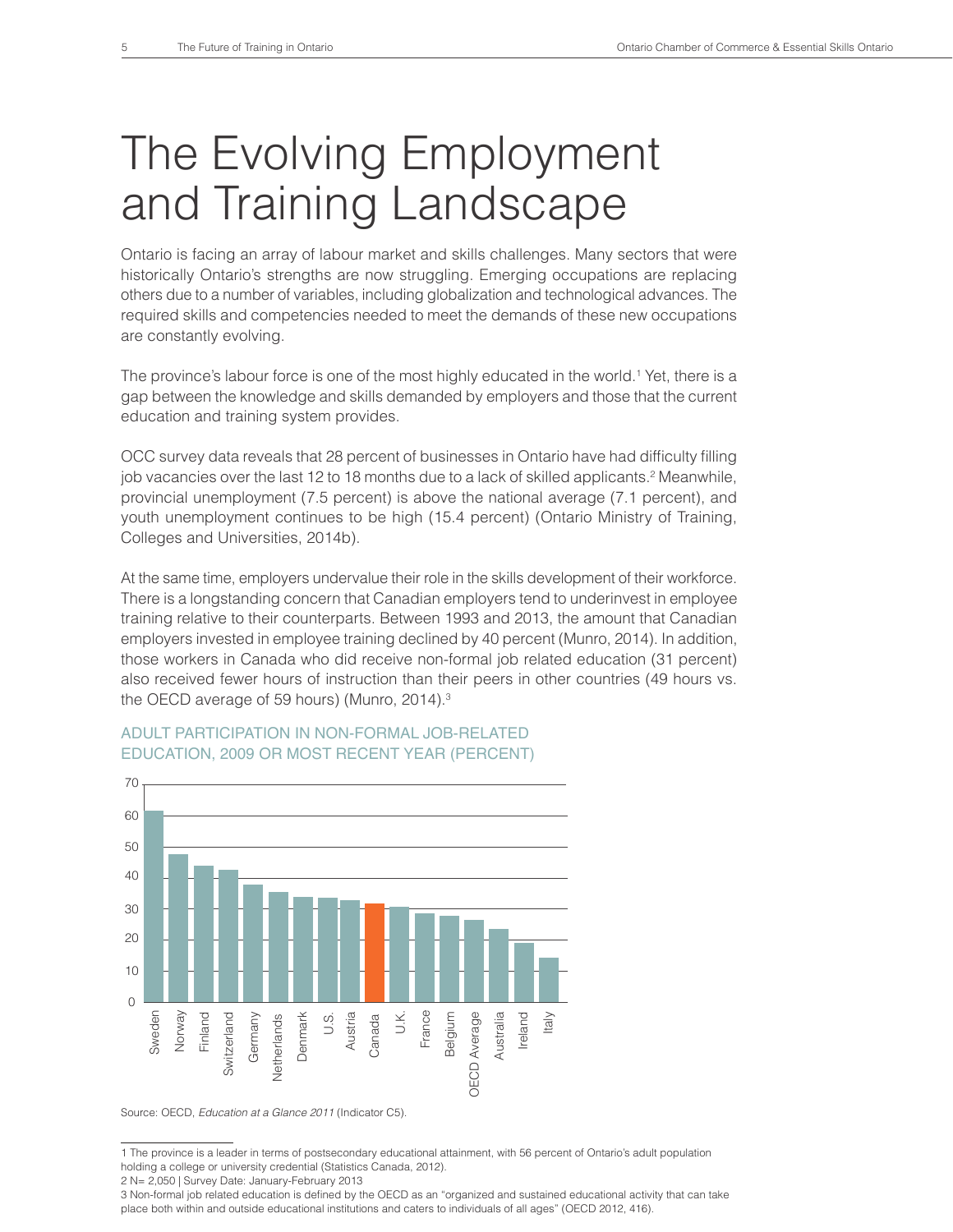# The Evolving Employment and Training Landscape

Ontario is facing an array of labour market and skills challenges. Many sectors that were historically Ontario's strengths are now struggling. Emerging occupations are replacing others due to a number of variables, including globalization and technological advances. The required skills and competencies needed to meet the demands of these new occupations are constantly evolving.

The province's labour force is one of the most highly educated in the world.[1] Yet, there is a gap between the knowledge and skills demanded by employers and those that the current education and training system provides.

OCC survey data reveals that 28 percent of businesses in Ontario have had difficulty filling job vacancies over the last 12 to 18 months due to a lack of skilled applicants.[2] Meanwhile, provincial unemployment (7.5 percent) is above the national average (7.1 percent), and youth unemployment continues to be high (15.4 percent) (Ontario Ministry of Training, Colleges and Universities, 2014b).

At the same time, employers undervalue their role in the skills development of their workforce. There is a longstanding concern that Canadian employers tend to underinvest in employee training relative to their counterparts. Between 1993 and 2013, the amount that Canadian employers invested in employee training declined by 40 percent (Munro, 2014). In addition, those workers in Canada who did receive non-formal job related education (31 percent) also received fewer hours of instruction than their peers in other countries (49 hours vs. the OECD average of 59 hours) (Munro, 2014).[3]

ADULT PARTICIPATION IN NON-FORMAL JOB-RELATED EDUCATION, 2009 OR MOST RECENT YEAR (PERCENT)

Countries shown (in descending order): Sweden, Norway, Finland, Switzerland, Germany, Netherlands, Denmark, U.S., Austria, Canada, U.K., France, Belgium, OECD Average, Australia, Ireland, Italy

Source: OECD, *Education at a Glance 2011* (Indicator C5).

1 The province is a leader in terms of postsecondary educational attainment, with 56 percent of Ontario's adult population holding a college or university credential (Statistics Canada, 2012).

2 N= 2,050 | Survey Date: January-February 2013

3 Non-formal job related education is defined by the OECD as an "organized and sustained educational activity that can take place both within and outside educational institutions and caters to individuals of all ages" (OECD 2012, 416).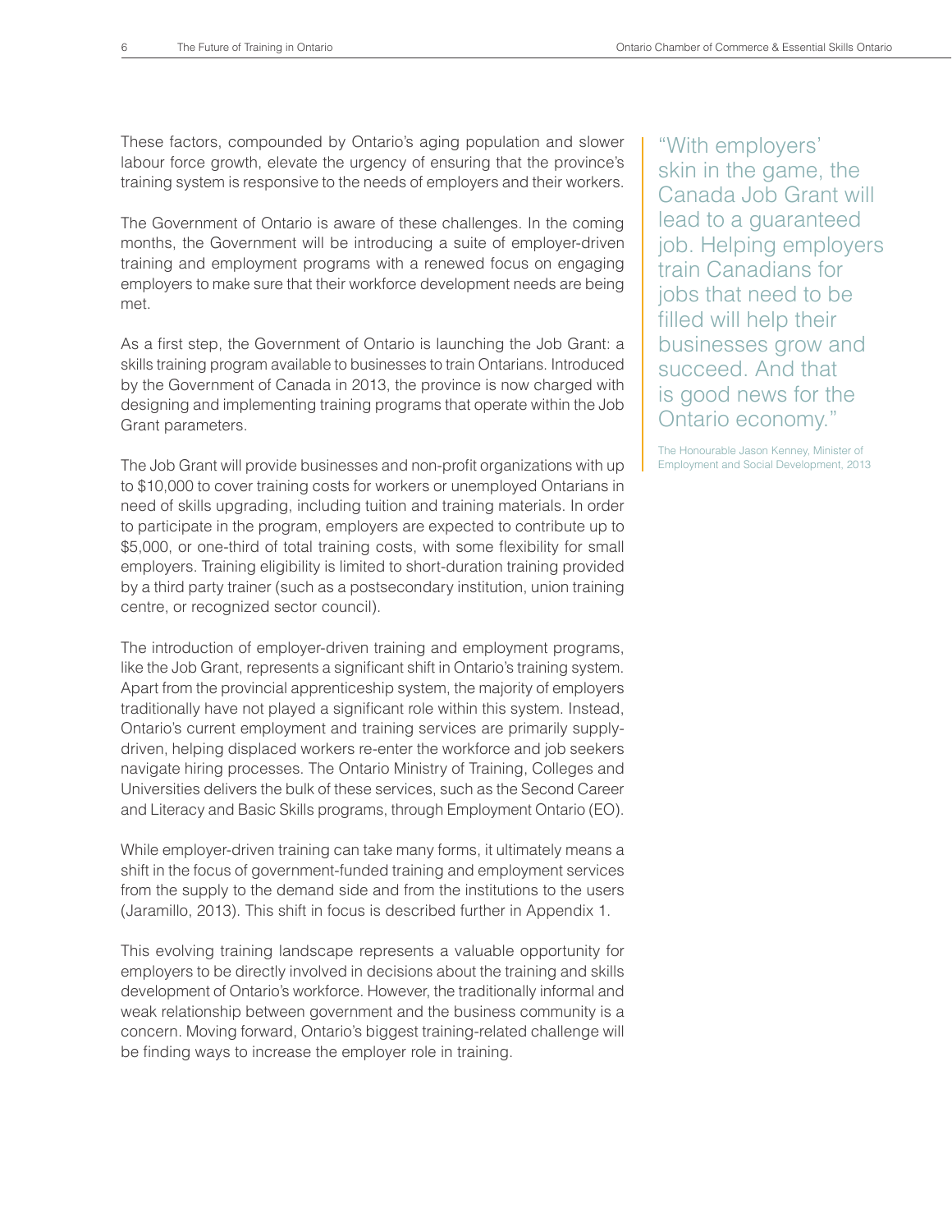These factors, compounded by Ontario's aging population and slower labour force growth, elevate the urgency of ensuring that the province's training system is responsive to the needs of employers and their workers.

The Government of Ontario is aware of these challenges. In the coming months, the Government will be introducing a suite of employer-driven training and employment programs with a renewed focus on engaging employers to make sure that their workforce development needs are being met.

As a first step, the Government of Ontario is launching the Job Grant: a skills training program available to businesses to train Ontarians. Introduced by the Government of Canada in 2013, the province is now charged with designing and implementing training programs that operate within the Job Grant parameters.

The Job Grant will provide businesses and non-profit organizations with up to $10,000 to cover training costs for workers or unemployed Ontarians in need of skills upgrading, including tuition and training materials. In order to participate in the program, employers are expected to contribute up to $5,000, or one-third of total training costs, with some flexibility for small employers. Training eligibility is limited to short-duration training provided by a third party trainer (such as a postsecondary institution, union training centre, or recognized sector council).

The introduction of employer-driven training and employment programs, like the Job Grant, represents a significant shift in Ontario's training system. Apart from the provincial apprenticeship system, the majority of employers traditionally have not played a significant role within this system. Instead, Ontario's current employment and training services are primarily supply-driven, helping displaced workers re-enter the workforce and job seekers navigate hiring processes. The Ontario Ministry of Training, Colleges and Universities delivers the bulk of these services, such as the Second Career and Literacy and Basic Skills programs, through Employment Ontario (EO).

While employer-driven training can take many forms, it ultimately means a shift in the focus of government-funded training and employment services from the supply to the demand side and from the institutions to the users (Jaramillo, 2013). This shift in focus is described further in Appendix 1.

This evolving training landscape represents a valuable opportunity for employers to be directly involved in decisions about the training and skills development of Ontario's workforce. However, the traditionally informal and weak relationship between government and the business community is a concern. Moving forward, Ontario's biggest training-related challenge will be finding ways to increase the employer role in training.

> "With employers' skin in the game, the Canada Job Grant will lead to a guaranteed job. Helping employers train Canadians for jobs that need to be filled will help their businesses grow and succeed. And that is good news for the Ontario economy."
>
> The Honourable Jason Kenney, Minister of Employment and Social Development, 2013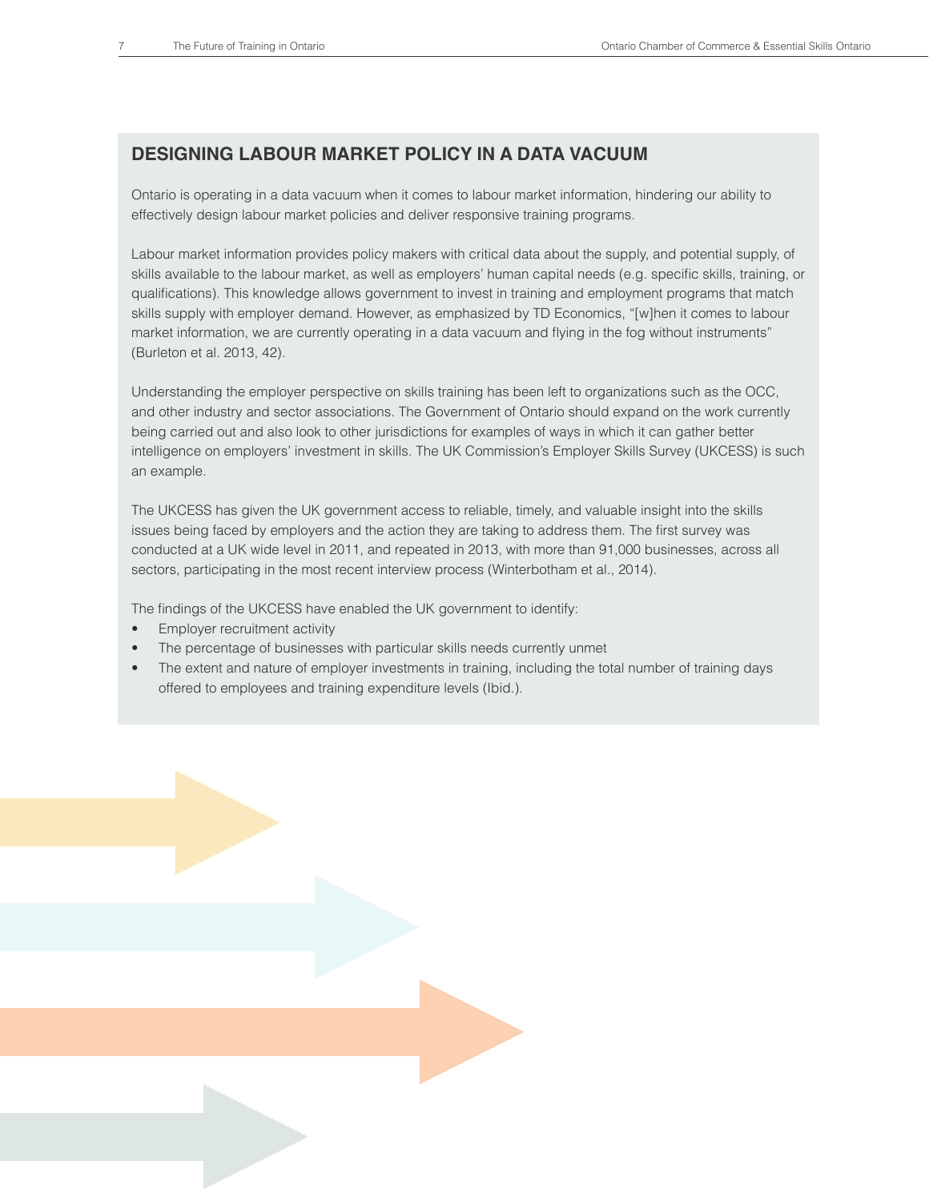## DESIGNING LABOUR MARKET POLICY IN A DATA VACUUM

Ontario is operating in a data vacuum when it comes to labour market information, hindering our ability to effectively design labour market policies and deliver responsive training programs.

Labour market information provides policy makers with critical data about the supply, and potential supply, of skills available to the labour market, as well as employers' human capital needs (e.g. specific skills, training, or qualifications). This knowledge allows government to invest in training and employment programs that match skills supply with employer demand. However, as emphasized by TD Economics, "[w]hen it comes to labour market information, we are currently operating in a data vacuum and flying in the fog without instruments" (Burleton et al. 2013, 42).

Understanding the employer perspective on skills training has been left to organizations such as the OCC, and other industry and sector associations. The Government of Ontario should expand on the work currently being carried out and also look to other jurisdictions for examples of ways in which it can gather better intelligence on employers' investment in skills. The UK Commission's Employer Skills Survey (UKCESS) is such an example.

The UKCESS has given the UK government access to reliable, timely, and valuable insight into the skills issues being faced by employers and the action they are taking to address them. The first survey was conducted at a UK wide level in 2011, and repeated in 2013, with more than 91,000 businesses, across all sectors, participating in the most recent interview process (Winterbotham et al., 2014).

The findings of the UKCESS have enabled the UK government to identify:

- Employer recruitment activity
- The percentage of businesses with particular skills needs currently unmet
- The extent and nature of employer investments in training, including the total number of training days offered to employees and training expenditure levels (Ibid.).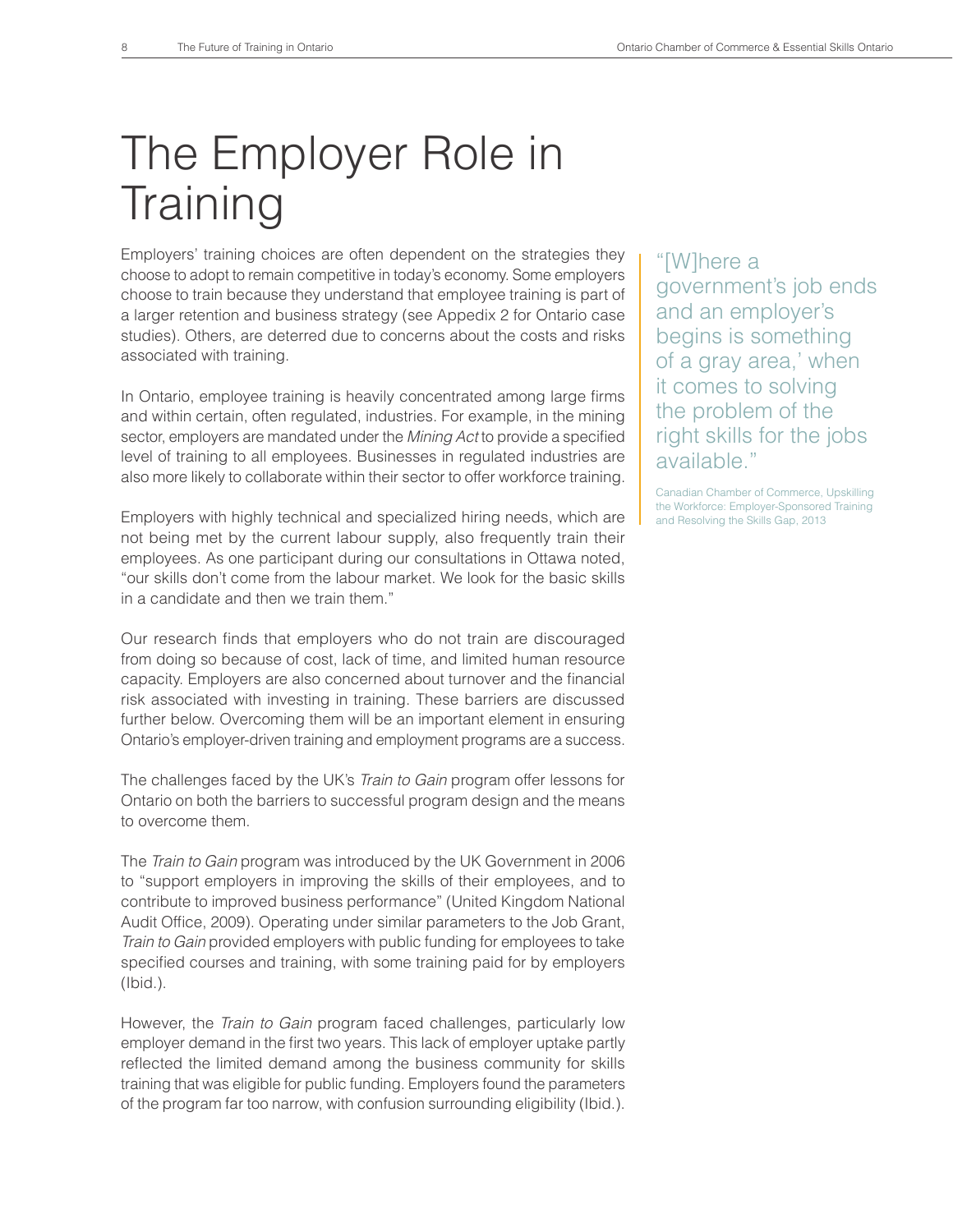# The Employer Role in Training

Employers' training choices are often dependent on the strategies they choose to adopt to remain competitive in today's economy. Some employers choose to train because they understand that employee training is part of a larger retention and business strategy (see Appedix 2 for Ontario case studies). Others, are deterred due to concerns about the costs and risks associated with training.

In Ontario, employee training is heavily concentrated among large firms and within certain, often regulated, industries. For example, in the mining sector, employers are mandated under the *Mining Act* to provide a specified level of training to all employees. Businesses in regulated industries are also more likely to collaborate within their sector to offer workforce training.

Employers with highly technical and specialized hiring needs, which are not being met by the current labour supply, also frequently train their employees. As one participant during our consultations in Ottawa noted, "our skills don't come from the labour market. We look for the basic skills in a candidate and then we train them."

Our research finds that employers who do not train are discouraged from doing so because of cost, lack of time, and limited human resource capacity. Employers are also concerned about turnover and the financial risk associated with investing in training. These barriers are discussed further below. Overcoming them will be an important element in ensuring Ontario's employer-driven training and employment programs are a success.

The challenges faced by the UK's *Train to Gain* program offer lessons for Ontario on both the barriers to successful program design and the means to overcome them.

The *Train to Gain* program was introduced by the UK Government in 2006 to "support employers in improving the skills of their employees, and to contribute to improved business performance" (United Kingdom National Audit Office, 2009). Operating under similar parameters to the Job Grant, *Train to Gain* provided employers with public funding for employees to take specified courses and training, with some training paid for by employers (Ibid.).

However, the *Train to Gain* program faced challenges, particularly low employer demand in the first two years. This lack of employer uptake partly reflected the limited demand among the business community for skills training that was eligible for public funding. Employers found the parameters of the program far too narrow, with confusion surrounding eligibility (Ibid.).

> "[W]here a government's job ends and an employer's begins is something of a gray area,' when it comes to solving the problem of the right skills for the jobs available."
>
> Canadian Chamber of Commerce, Upskilling the Workforce: Employer-Sponsored Training and Resolving the Skills Gap, 2013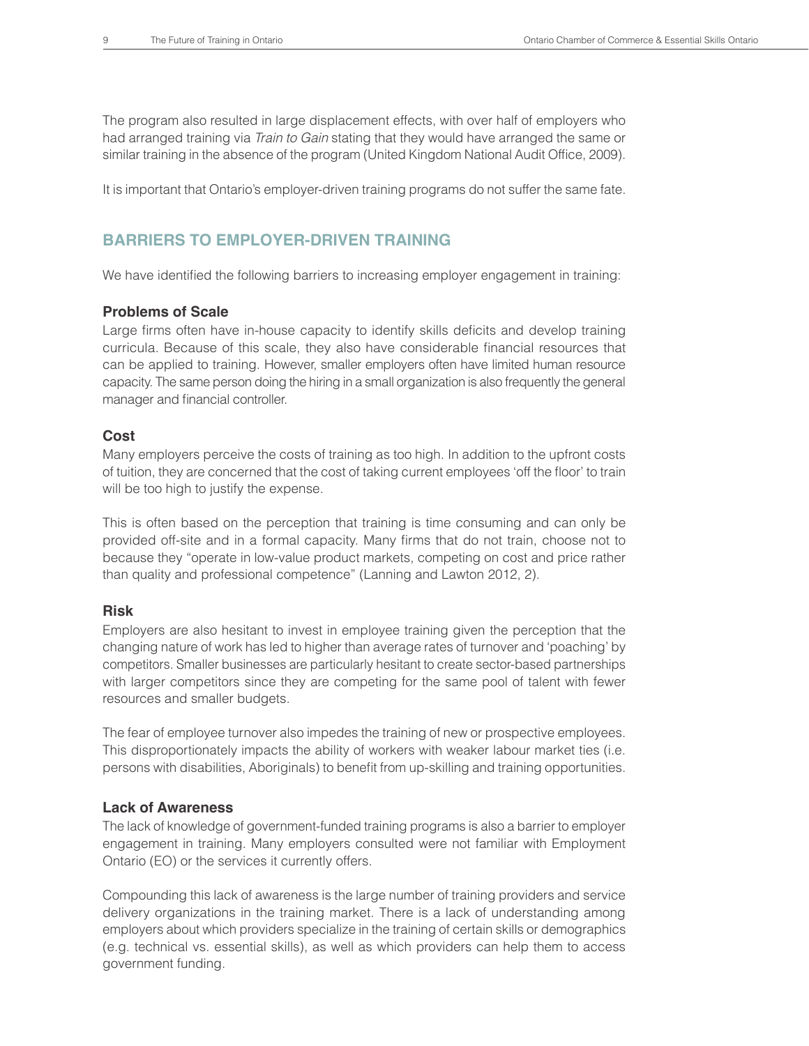The program also resulted in large displacement effects, with over half of employers who had arranged training via *Train to Gain* stating that they would have arranged the same or similar training in the absence of the program (United Kingdom National Audit Office, 2009).

It is important that Ontario's employer-driven training programs do not suffer the same fate.

## BARRIERS TO EMPLOYER-DRIVEN TRAINING

We have identified the following barriers to increasing employer engagement in training:

### Problems of Scale

Large firms often have in-house capacity to identify skills deficits and develop training curricula. Because of this scale, they also have considerable financial resources that can be applied to training. However, smaller employers often have limited human resource capacity. The same person doing the hiring in a small organization is also frequently the general manager and financial controller.

### Cost

Many employers perceive the costs of training as too high. In addition to the upfront costs of tuition, they are concerned that the cost of taking current employees 'off the floor' to train will be too high to justify the expense.

This is often based on the perception that training is time consuming and can only be provided off-site and in a formal capacity. Many firms that do not train, choose not to because they "operate in low-value product markets, competing on cost and price rather than quality and professional competence" (Lanning and Lawton 2012, 2).

### Risk

Employers are also hesitant to invest in employee training given the perception that the changing nature of work has led to higher than average rates of turnover and 'poaching' by competitors. Smaller businesses are particularly hesitant to create sector-based partnerships with larger competitors since they are competing for the same pool of talent with fewer resources and smaller budgets.

The fear of employee turnover also impedes the training of new or prospective employees. This disproportionately impacts the ability of workers with weaker labour market ties (i.e. persons with disabilities, Aboriginals) to benefit from up-skilling and training opportunities.

### Lack of Awareness

The lack of knowledge of government-funded training programs is also a barrier to employer engagement in training. Many employers consulted were not familiar with Employment Ontario (EO) or the services it currently offers.

Compounding this lack of awareness is the large number of training providers and service delivery organizations in the training market. There is a lack of understanding among employers about which providers specialize in the training of certain skills or demographics (e.g. technical vs. essential skills), as well as which providers can help them to access government funding.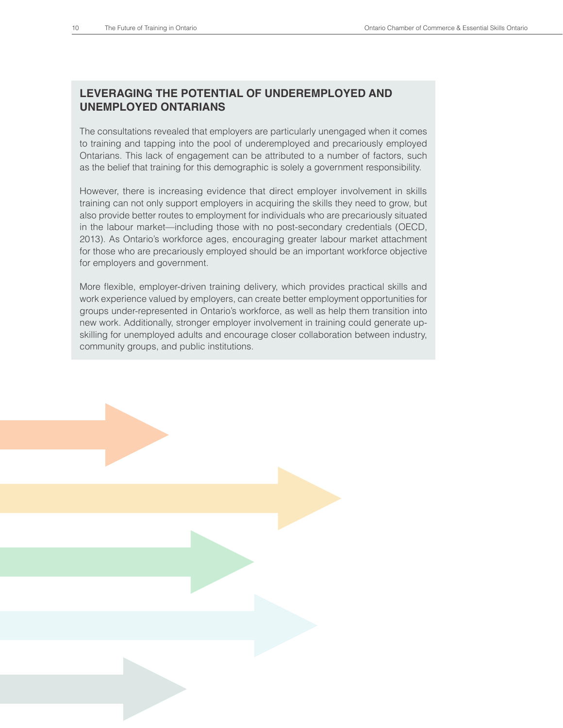## LEVERAGING THE POTENTIAL OF UNDEREMPLOYED AND UNEMPLOYED ONTARIANS

The consultations revealed that employers are particularly unengaged when it comes to training and tapping into the pool of underemployed and precariously employed Ontarians. This lack of engagement can be attributed to a number of factors, such as the belief that training for this demographic is solely a government responsibility.

However, there is increasing evidence that direct employer involvement in skills training can not only support employers in acquiring the skills they need to grow, but also provide better routes to employment for individuals who are precariously situated in the labour market—including those with no post-secondary credentials (OECD, 2013). As Ontario's workforce ages, encouraging greater labour market attachment for those who are precariously employed should be an important workforce objective for employers and government.

More flexible, employer-driven training delivery, which provides practical skills and work experience valued by employers, can create better employment opportunities for groups under-represented in Ontario's workforce, as well as help them transition into new work. Additionally, stronger employer involvement in training could generate up-skilling for unemployed adults and encourage closer collaboration between industry, community groups, and public institutions.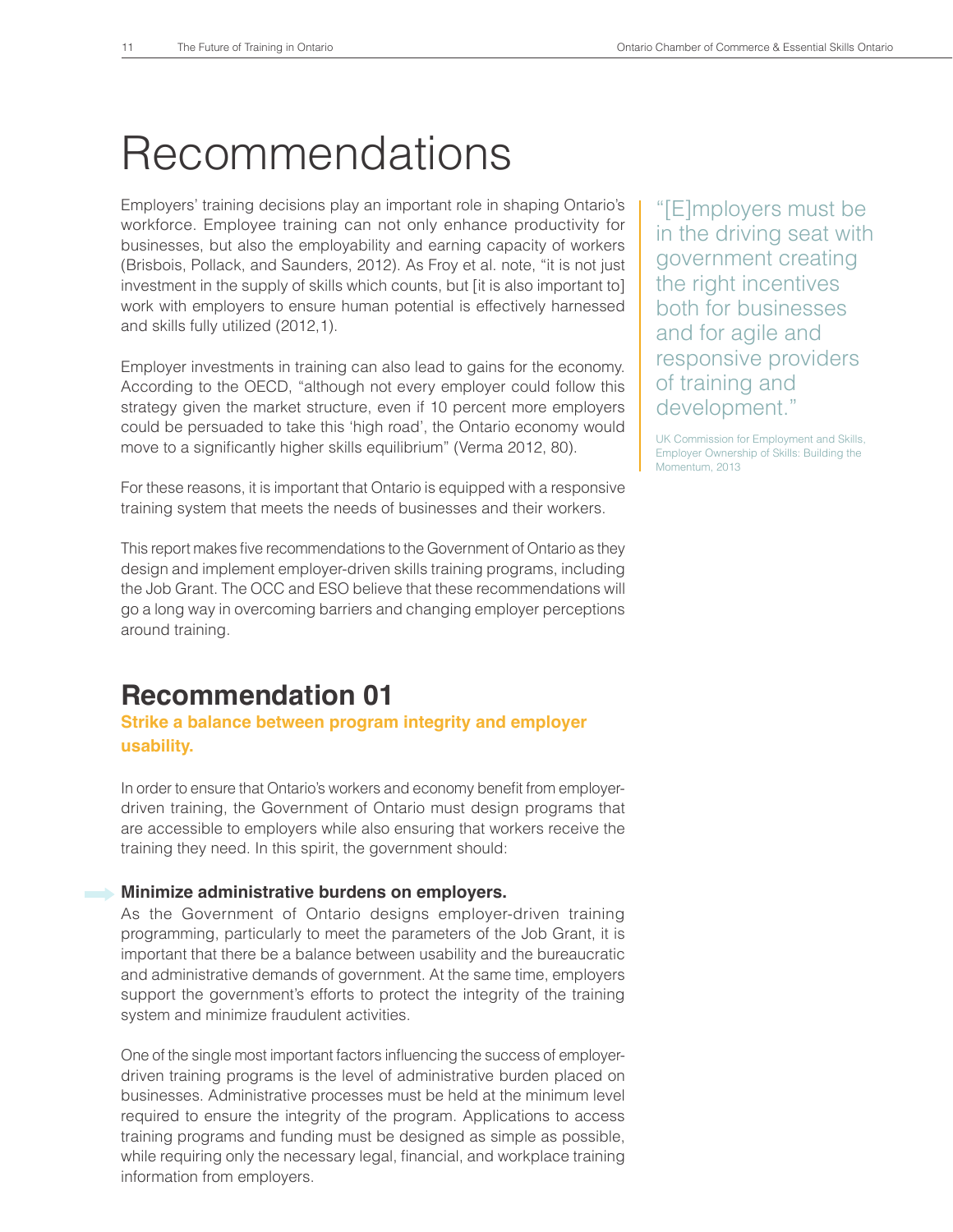# Recommendations

Employers' training decisions play an important role in shaping Ontario's workforce. Employee training can not only enhance productivity for businesses, but also the employability and earning capacity of workers (Brisbois, Pollack, and Saunders, 2012). As Froy et al. note, "it is not just investment in the supply of skills which counts, but [it is also important to] work with employers to ensure human potential is effectively harnessed and skills fully utilized (2012,1).

Employer investments in training can also lead to gains for the economy. According to the OECD, "although not every employer could follow this strategy given the market structure, even if 10 percent more employers could be persuaded to take this 'high road', the Ontario economy would move to a significantly higher skills equilibrium" (Verma 2012, 80).

For these reasons, it is important that Ontario is equipped with a responsive training system that meets the needs of businesses and their workers.

This report makes five recommendations to the Government of Ontario as they design and implement employer-driven skills training programs, including the Job Grant. The OCC and ESO believe that these recommendations will go a long way in overcoming barriers and changing employer perceptions around training.

> "[E]mployers must be in the driving seat with government creating the right incentives both for businesses and for agile and responsive providers of training and development."
>
> UK Commission for Employment and Skills, Employer Ownership of Skills: Building the Momentum, 2013

## Recommendation 01

### Strike a balance between program integrity and employer usability.

In order to ensure that Ontario's workers and economy benefit from employer-driven training, the Government of Ontario must design programs that are accessible to employers while also ensuring that workers receive the training they need. In this spirit, the government should:

**Minimize administrative burdens on employers.**

As the Government of Ontario designs employer-driven training programming, particularly to meet the parameters of the Job Grant, it is important that there be a balance between usability and the bureaucratic and administrative demands of government. At the same time, employers support the government's efforts to protect the integrity of the training system and minimize fraudulent activities.

One of the single most important factors influencing the success of employer-driven training programs is the level of administrative burden placed on businesses. Administrative processes must be held at the minimum level required to ensure the integrity of the program. Applications to access training programs and funding must be designed as simple as possible, while requiring only the necessary legal, financial, and workplace training information from employers.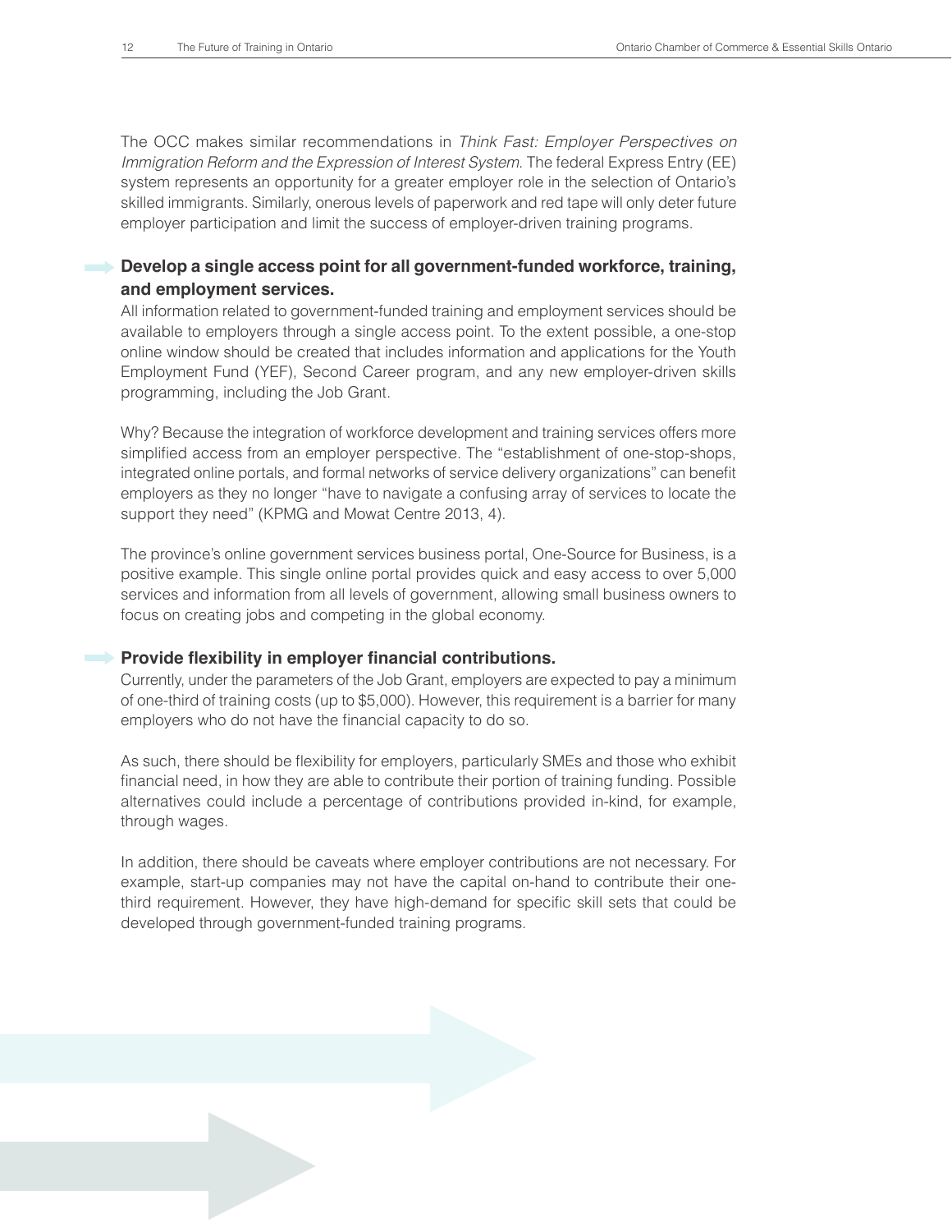The OCC makes similar recommendations in *Think Fast: Employer Perspectives on Immigration Reform and the Expression of Interest System*. The federal Express Entry (EE) system represents an opportunity for a greater employer role in the selection of Ontario's skilled immigrants. Similarly, onerous levels of paperwork and red tape will only deter future employer participation and limit the success of employer-driven training programs.

**Develop a single access point for all government-funded workforce, training, and employment services.**

All information related to government-funded training and employment services should be available to employers through a single access point. To the extent possible, a one-stop online window should be created that includes information and applications for the Youth Employment Fund (YEF), Second Career program, and any new employer-driven skills programming, including the Job Grant.

Why? Because the integration of workforce development and training services offers more simplified access from an employer perspective. The "establishment of one-stop-shops, integrated online portals, and formal networks of service delivery organizations" can benefit employers as they no longer "have to navigate a confusing array of services to locate the support they need" (KPMG and Mowat Centre 2013, 4).

The province's online government services business portal, One-Source for Business, is a positive example. This single online portal provides quick and easy access to over 5,000 services and information from all levels of government, allowing small business owners to focus on creating jobs and competing in the global economy.

**Provide flexibility in employer financial contributions.**

Currently, under the parameters of the Job Grant, employers are expected to pay a minimum of one-third of training costs (up to $5,000). However, this requirement is a barrier for many employers who do not have the financial capacity to do so.

As such, there should be flexibility for employers, particularly SMEs and those who exhibit financial need, in how they are able to contribute their portion of training funding. Possible alternatives could include a percentage of contributions provided in-kind, for example, through wages.

In addition, there should be caveats where employer contributions are not necessary. For example, start-up companies may not have the capital on-hand to contribute their one-third requirement. However, they have high-demand for specific skill sets that could be developed through government-funded training programs.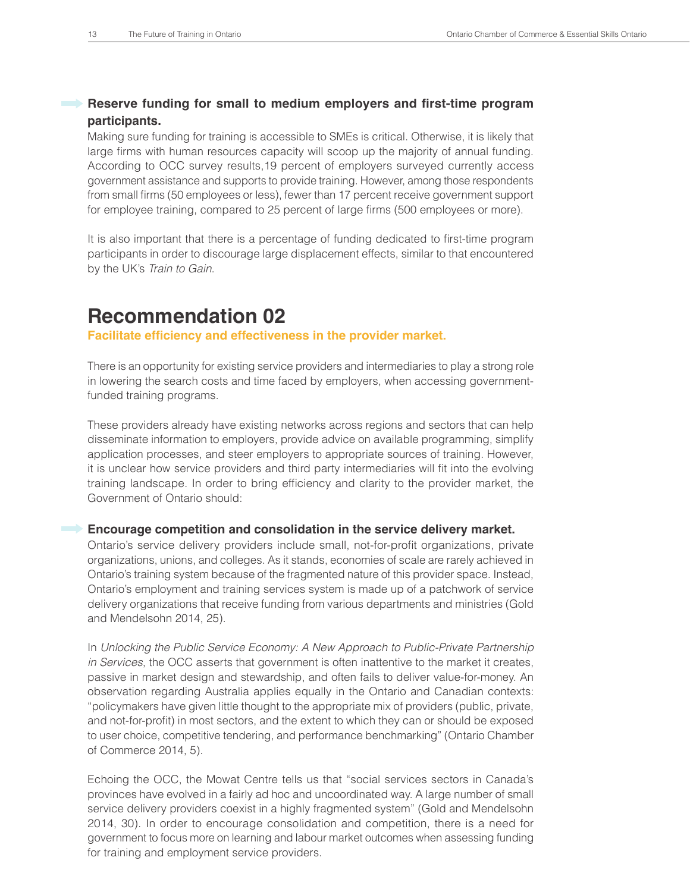**Reserve funding for small to medium employers and first-time program participants.**

Making sure funding for training is accessible to SMEs is critical. Otherwise, it is likely that large firms with human resources capacity will scoop up the majority of annual funding. According to OCC survey results,19 percent of employers surveyed currently access government assistance and supports to provide training. However, among those respondents from small firms (50 employees or less), fewer than 17 percent receive government support for employee training, compared to 25 percent of large firms (500 employees or more).

It is also important that there is a percentage of funding dedicated to first-time program participants in order to discourage large displacement effects, similar to that encountered by the UK's *Train to Gain*.

# Recommendation 02

**Facilitate efficiency and effectiveness in the provider market.**

There is an opportunity for existing service providers and intermediaries to play a strong role in lowering the search costs and time faced by employers, when accessing government-funded training programs.

These providers already have existing networks across regions and sectors that can help disseminate information to employers, provide advice on available programming, simplify application processes, and steer employers to appropriate sources of training. However, it is unclear how service providers and third party intermediaries will fit into the evolving training landscape. In order to bring efficiency and clarity to the provider market, the Government of Ontario should:

**Encourage competition and consolidation in the service delivery market.**

Ontario's service delivery providers include small, not-for-profit organizations, private organizations, unions, and colleges. As it stands, economies of scale are rarely achieved in Ontario's training system because of the fragmented nature of this provider space. Instead, Ontario's employment and training services system is made up of a patchwork of service delivery organizations that receive funding from various departments and ministries (Gold and Mendelsohn 2014, 25).

In *Unlocking the Public Service Economy: A New Approach to Public-Private Partnership in Services*, the OCC asserts that government is often inattentive to the market it creates, passive in market design and stewardship, and often fails to deliver value-for-money. An observation regarding Australia applies equally in the Ontario and Canadian contexts: "policymakers have given little thought to the appropriate mix of providers (public, private, and not-for-profit) in most sectors, and the extent to which they can or should be exposed to user choice, competitive tendering, and performance benchmarking" (Ontario Chamber of Commerce 2014, 5).

Echoing the OCC, the Mowat Centre tells us that "social services sectors in Canada's provinces have evolved in a fairly ad hoc and uncoordinated way. A large number of small service delivery providers coexist in a highly fragmented system" (Gold and Mendelsohn 2014, 30). In order to encourage consolidation and competition, there is a need for government to focus more on learning and labour market outcomes when assessing funding for training and employment service providers.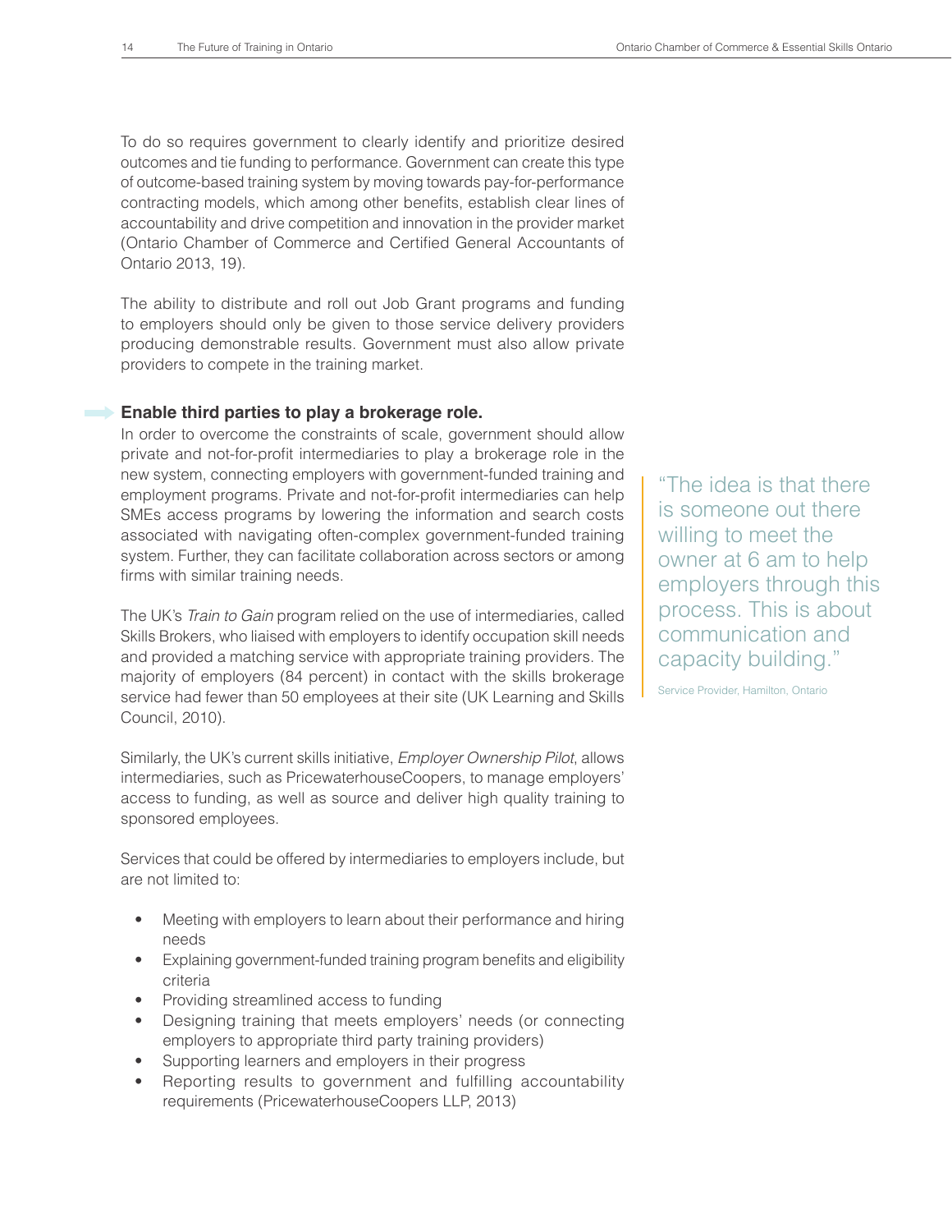To do so requires government to clearly identify and prioritize desired outcomes and tie funding to performance. Government can create this type of outcome-based training system by moving towards pay-for-performance contracting models, which among other benefits, establish clear lines of accountability and drive competition and innovation in the provider market (Ontario Chamber of Commerce and Certified General Accountants of Ontario 2013, 19).

The ability to distribute and roll out Job Grant programs and funding to employers should only be given to those service delivery providers producing demonstrable results. Government must also allow private providers to compete in the training market.

**Enable third parties to play a brokerage role.**

In order to overcome the constraints of scale, government should allow private and not-for-profit intermediaries to play a brokerage role in the new system, connecting employers with government-funded training and employment programs. Private and not-for-profit intermediaries can help SMEs access programs by lowering the information and search costs associated with navigating often-complex government-funded training system. Further, they can facilitate collaboration across sectors or among firms with similar training needs.

> "The idea is that there is someone out there willing to meet the owner at 6 am to help employers through this process. This is about communication and capacity building."
>
> Service Provider, Hamilton, Ontario

The UK's *Train to Gain* program relied on the use of intermediaries, called Skills Brokers, who liaised with employers to identify occupation skill needs and provided a matching service with appropriate training providers. The majority of employers (84 percent) in contact with the skills brokerage service had fewer than 50 employees at their site (UK Learning and Skills Council, 2010).

Similarly, the UK's current skills initiative, *Employer Ownership Pilot*, allows intermediaries, such as PricewaterhouseCoopers, to manage employers' access to funding, as well as source and deliver high quality training to sponsored employees.

Services that could be offered by intermediaries to employers include, but are not limited to:

- Meeting with employers to learn about their performance and hiring needs
- Explaining government-funded training program benefits and eligibility criteria
- Providing streamlined access to funding
- Designing training that meets employers' needs (or connecting employers to appropriate third party training providers)
- Supporting learners and employers in their progress
- Reporting results to government and fulfilling accountability requirements (PricewaterhouseCoopers LLP, 2013)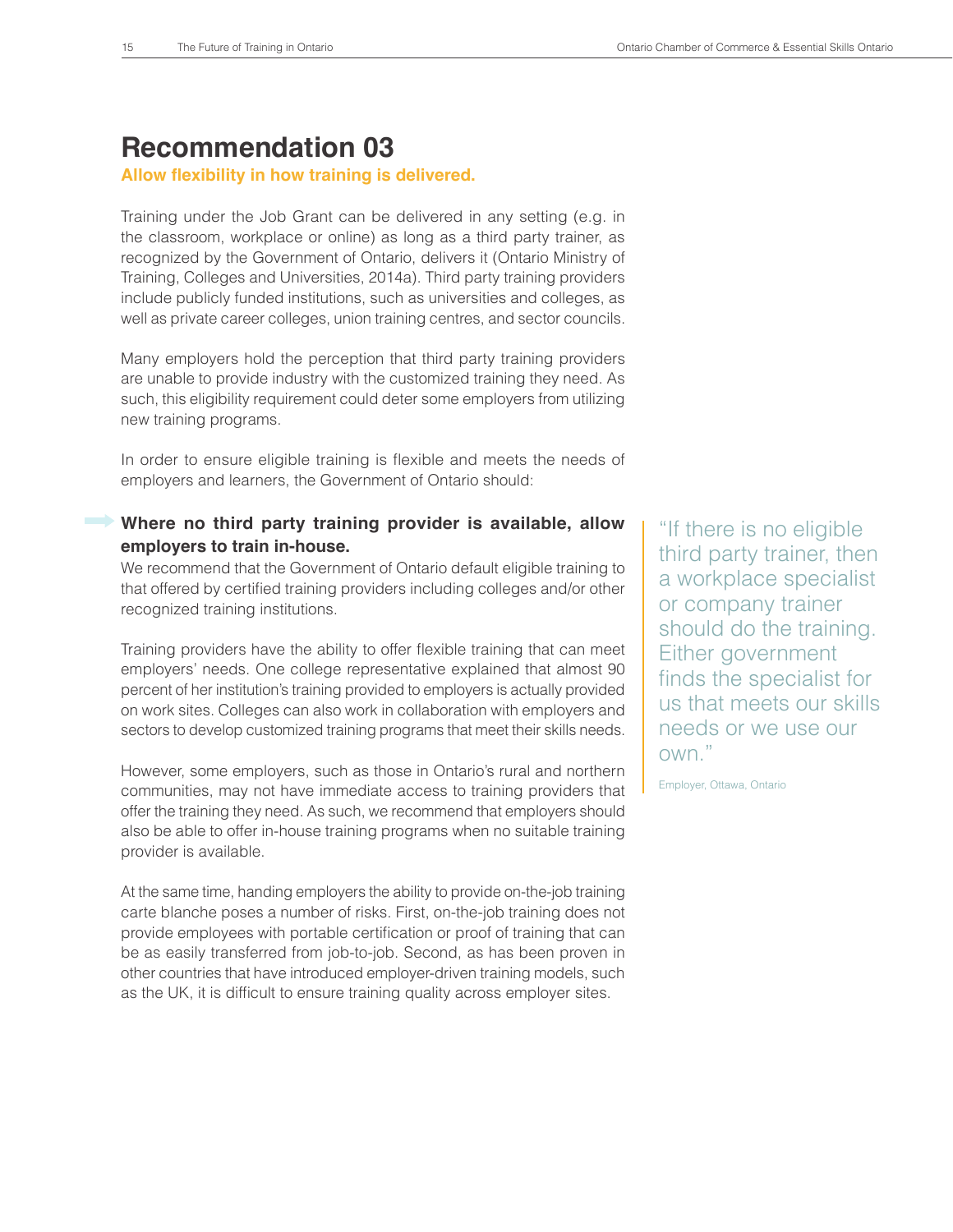# Recommendation 03

**Allow flexibility in how training is delivered.**

Training under the Job Grant can be delivered in any setting (e.g. in the classroom, workplace or online) as long as a third party trainer, as recognized by the Government of Ontario, delivers it (Ontario Ministry of Training, Colleges and Universities, 2014a). Third party training providers include publicly funded institutions, such as universities and colleges, as well as private career colleges, union training centres, and sector councils.

Many employers hold the perception that third party training providers are unable to provide industry with the customized training they need. As such, this eligibility requirement could deter some employers from utilizing new training programs.

In order to ensure eligible training is flexible and meets the needs of employers and learners, the Government of Ontario should:

**Where no third party training provider is available, allow employers to train in-house.**

We recommend that the Government of Ontario default eligible training to that offered by certified training providers including colleges and/or other recognized training institutions.

Training providers have the ability to offer flexible training that can meet employers' needs. One college representative explained that almost 90 percent of her institution's training provided to employers is actually provided on work sites. Colleges can also work in collaboration with employers and sectors to develop customized training programs that meet their skills needs.

However, some employers, such as those in Ontario's rural and northern communities, may not have immediate access to training providers that offer the training they need. As such, we recommend that employers should also be able to offer in-house training programs when no suitable training provider is available.

At the same time, handing employers the ability to provide on-the-job training carte blanche poses a number of risks. First, on-the-job training does not provide employees with portable certification or proof of training that can be as easily transferred from job-to-job. Second, as has been proven in other countries that have introduced employer-driven training models, such as the UK, it is difficult to ensure training quality across employer sites.

> "If there is no eligible third party trainer, then a workplace specialist or company trainer should do the training. Either government finds the specialist for us that meets our skills needs or we use our own."
>
> Employer, Ottawa, Ontario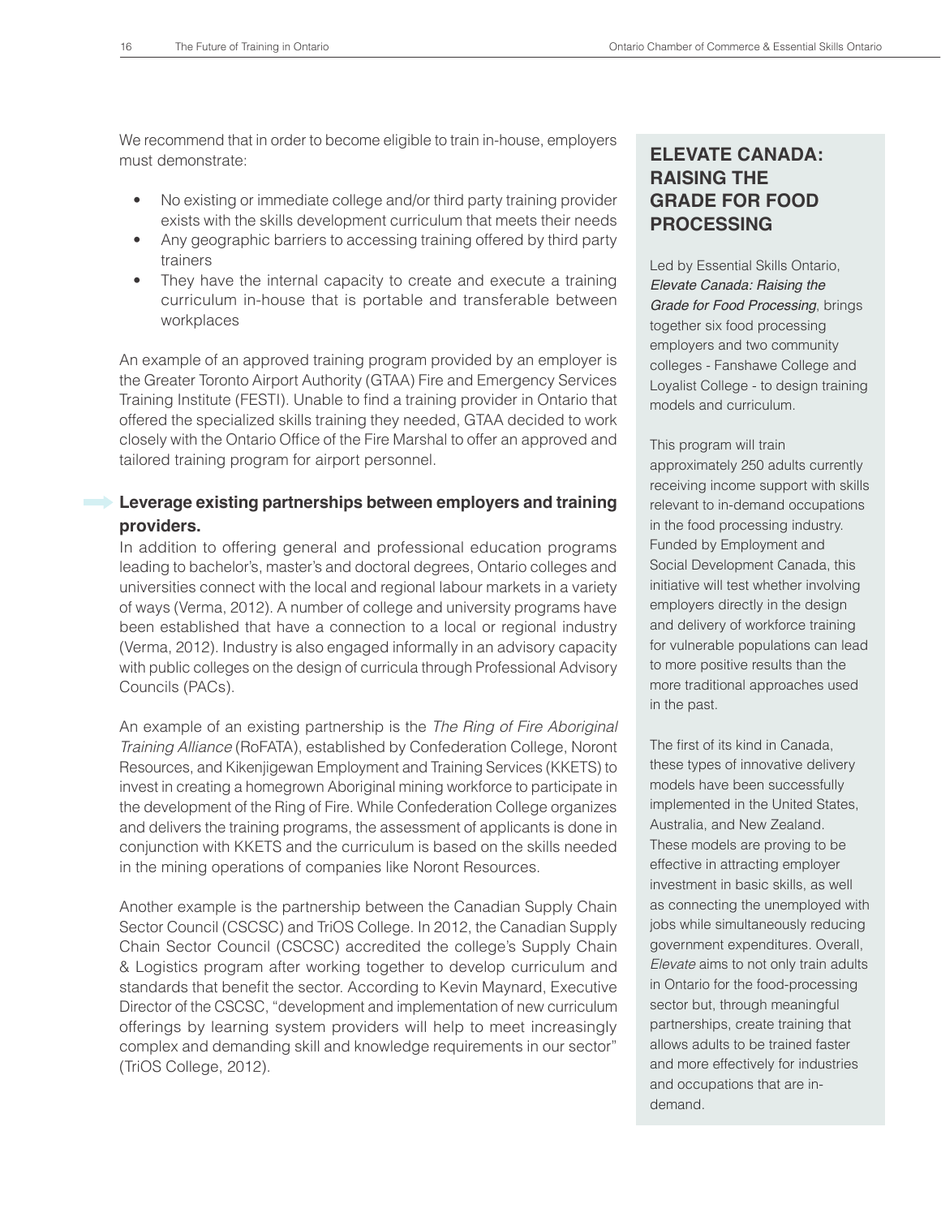We recommend that in order to become eligible to train in-house, employers must demonstrate:

- No existing or immediate college and/or third party training provider exists with the skills development curriculum that meets their needs
- Any geographic barriers to accessing training offered by third party trainers
- They have the internal capacity to create and execute a training curriculum in-house that is portable and transferable between workplaces

An example of an approved training program provided by an employer is the Greater Toronto Airport Authority (GTAA) Fire and Emergency Services Training Institute (FESTI). Unable to find a training provider in Ontario that offered the specialized skills training they needed, GTAA decided to work closely with the Ontario Office of the Fire Marshal to offer an approved and tailored training program for airport personnel.

**Leverage existing partnerships between employers and training providers.**

In addition to offering general and professional education programs leading to bachelor's, master's and doctoral degrees, Ontario colleges and universities connect with the local and regional labour markets in a variety of ways (Verma, 2012). A number of college and university programs have been established that have a connection to a local or regional industry (Verma, 2012). Industry is also engaged informally in an advisory capacity with public colleges on the design of curricula through Professional Advisory Councils (PACs).

An example of an existing partnership is the *The Ring of Fire Aboriginal Training Alliance* (RoFATA), established by Confederation College, Noront Resources, and Kikenjigewan Employment and Training Services (KKETS) to invest in creating a homegrown Aboriginal mining workforce to participate in the development of the Ring of Fire. While Confederation College organizes and delivers the training programs, the assessment of applicants is done in conjunction with KKETS and the curriculum is based on the skills needed in the mining operations of companies like Noront Resources.

Another example is the partnership between the Canadian Supply Chain Sector Council (CSCSC) and TriOS College. In 2012, the Canadian Supply Chain Sector Council (CSCSC) accredited the college's Supply Chain & Logistics program after working together to develop curriculum and standards that benefit the sector. According to Kevin Maynard, Executive Director of the CSCSC, "development and implementation of new curriculum offerings by learning system providers will help to meet increasingly complex and demanding skill and knowledge requirements in our sector" (TriOS College, 2012).

## ELEVATE CANADA: RAISING THE GRADE FOR FOOD PROCESSING

Led by Essential Skills Ontario, *Elevate Canada: Raising the Grade for Food Processing*, brings together six food processing employers and two community colleges - Fanshawe College and Loyalist College - to design training models and curriculum.

This program will train approximately 250 adults currently receiving income support with skills relevant to in-demand occupations in the food processing industry. Funded by Employment and Social Development Canada, this initiative will test whether involving employers directly in the design and delivery of workforce training for vulnerable populations can lead to more positive results than the more traditional approaches used in the past.

The first of its kind in Canada, these types of innovative delivery models have been successfully implemented in the United States, Australia, and New Zealand. These models are proving to be effective in attracting employer investment in basic skills, as well as connecting the unemployed with jobs while simultaneously reducing government expenditures. Overall, *Elevate* aims to not only train adults in Ontario for the food-processing sector but, through meaningful partnerships, create training that allows adults to be trained faster and more effectively for industries and occupations that are in-demand.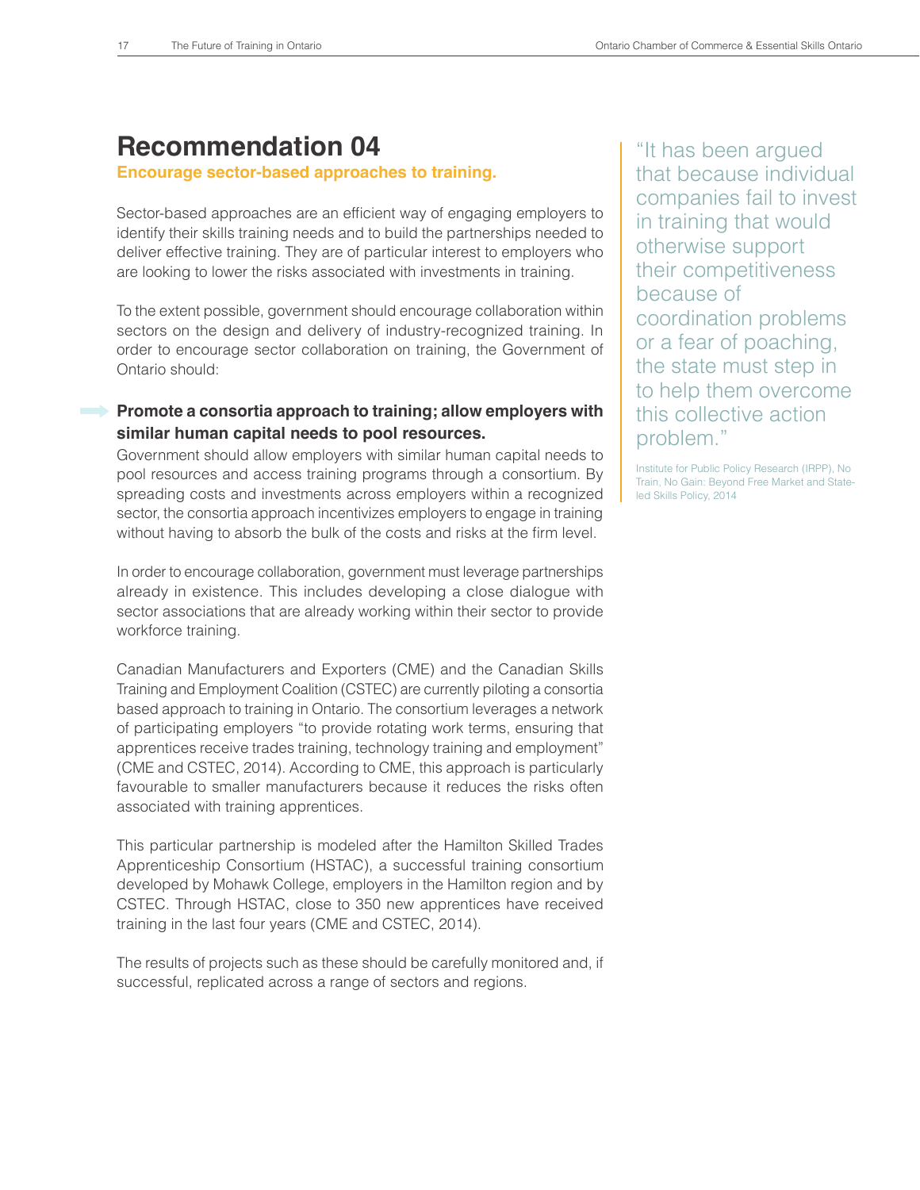# Recommendation 04

**Encourage sector-based approaches to training.**

Sector-based approaches are an efficient way of engaging employers to identify their skills training needs and to build the partnerships needed to deliver effective training. They are of particular interest to employers who are looking to lower the risks associated with investments in training.

To the extent possible, government should encourage collaboration within sectors on the design and delivery of industry-recognized training. In order to encourage sector collaboration on training, the Government of Ontario should:

**Promote a consortia approach to training; allow employers with similar human capital needs to pool resources.**

Government should allow employers with similar human capital needs to pool resources and access training programs through a consortium. By spreading costs and investments across employers within a recognized sector, the consortia approach incentivizes employers to engage in training without having to absorb the bulk of the costs and risks at the firm level.

In order to encourage collaboration, government must leverage partnerships already in existence. This includes developing a close dialogue with sector associations that are already working within their sector to provide workforce training.

Canadian Manufacturers and Exporters (CME) and the Canadian Skills Training and Employment Coalition (CSTEC) are currently piloting a consortia based approach to training in Ontario. The consortium leverages a network of participating employers "to provide rotating work terms, ensuring that apprentices receive trades training, technology training and employment" (CME and CSTEC, 2014). According to CME, this approach is particularly favourable to smaller manufacturers because it reduces the risks often associated with training apprentices.

This particular partnership is modeled after the Hamilton Skilled Trades Apprenticeship Consortium (HSTAC), a successful training consortium developed by Mohawk College, employers in the Hamilton region and by CSTEC. Through HSTAC, close to 350 new apprentices have received training in the last four years (CME and CSTEC, 2014).

The results of projects such as these should be carefully monitored and, if successful, replicated across a range of sectors and regions.

> "It has been argued that because individual companies fail to invest in training that would otherwise support their competitiveness because of coordination problems or a fear of poaching, the state must step in to help them overcome this collective action problem."
>
> Institute for Public Policy Research (IRPP), No Train, No Gain: Beyond Free Market and State-led Skills Policy, 2014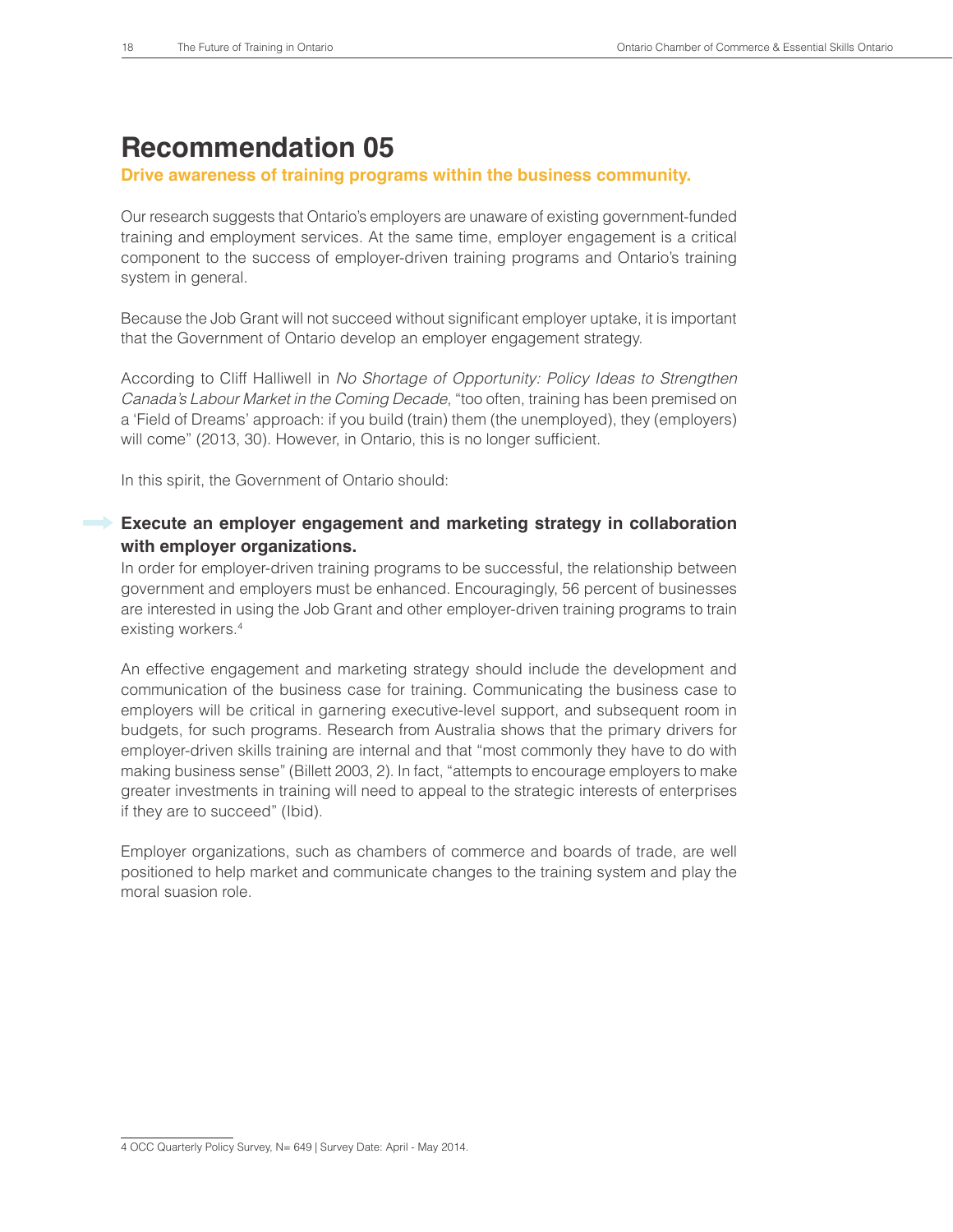# Recommendation 05

**Drive awareness of training programs within the business community.**

Our research suggests that Ontario's employers are unaware of existing government-funded training and employment services. At the same time, employer engagement is a critical component to the success of employer-driven training programs and Ontario's training system in general.

Because the Job Grant will not succeed without significant employer uptake, it is important that the Government of Ontario develop an employer engagement strategy.

According to Cliff Halliwell in *No Shortage of Opportunity: Policy Ideas to Strengthen Canada's Labour Market in the Coming Decade*, "too often, training has been premised on a 'Field of Dreams' approach: if you build (train) them (the unemployed), they (employers) will come" (2013, 30). However, in Ontario, this is no longer sufficient.

In this spirit, the Government of Ontario should:

**Execute an employer engagement and marketing strategy in collaboration with employer organizations.**

In order for employer-driven training programs to be successful, the relationship between government and employers must be enhanced. Encouragingly, 56 percent of businesses are interested in using the Job Grant and other employer-driven training programs to train existing workers.[4]

An effective engagement and marketing strategy should include the development and communication of the business case for training. Communicating the business case to employers will be critical in garnering executive-level support, and subsequent room in budgets, for such programs. Research from Australia shows that the primary drivers for employer-driven skills training are internal and that "most commonly they have to do with making business sense" (Billett 2003, 2). In fact, "attempts to encourage employers to make greater investments in training will need to appeal to the strategic interests of enterprises if they are to succeed" (Ibid).

Employer organizations, such as chambers of commerce and boards of trade, are well positioned to help market and communicate changes to the training system and play the moral suasion role.

---

4 OCC Quarterly Policy Survey, N= 649 | Survey Date: April - May 2014.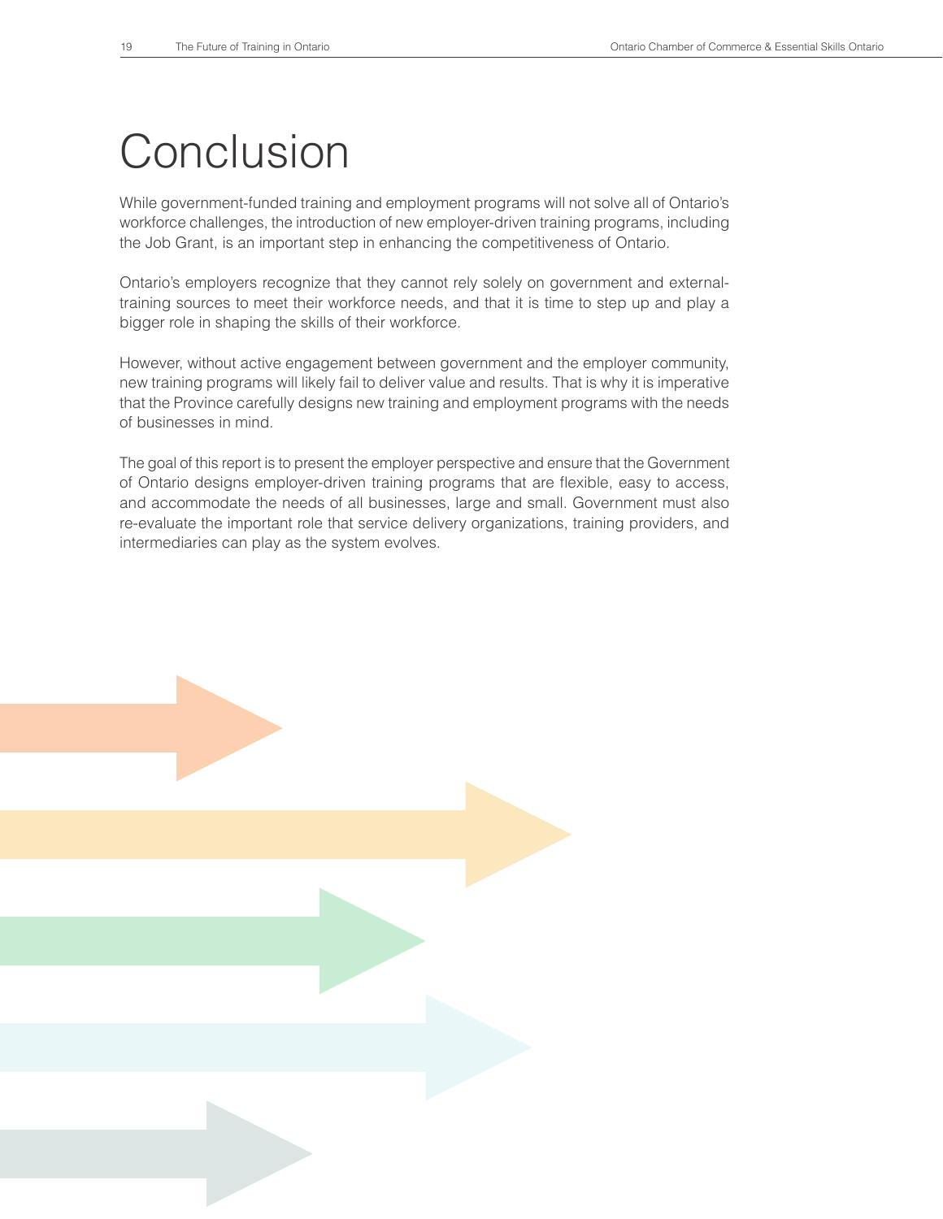# Conclusion

While government-funded training and employment programs will not solve all of Ontario's workforce challenges, the introduction of new employer-driven training programs, including the Job Grant, is an important step in enhancing the competitiveness of Ontario.

Ontario's employers recognize that they cannot rely solely on government and external-training sources to meet their workforce needs, and that it is time to step up and play a bigger role in shaping the skills of their workforce.

However, without active engagement between government and the employer community, new training programs will likely fail to deliver value and results. That is why it is imperative that the Province carefully designs new training and employment programs with the needs of businesses in mind.

The goal of this report is to present the employer perspective and ensure that the Government of Ontario designs employer-driven training programs that are flexible, easy to access, and accommodate the needs of all businesses, large and small. Government must also re-evaluate the important role that service delivery organizations, training providers, and intermediaries can play as the system evolves.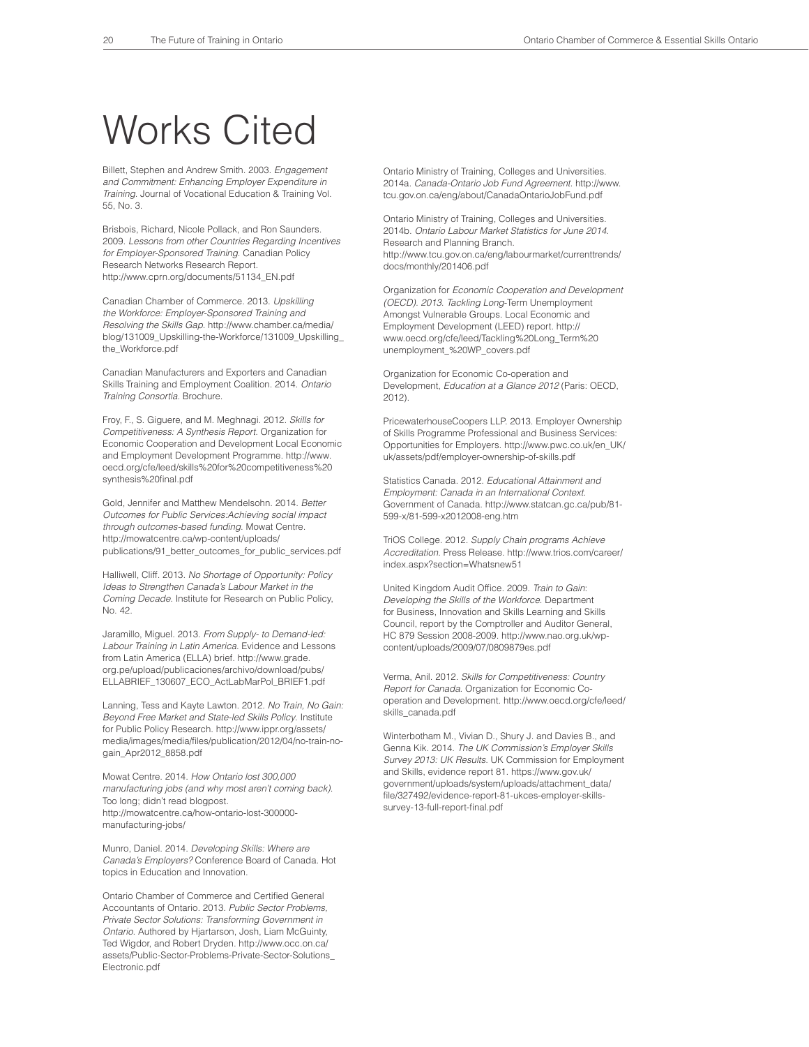# Works Cited

Billett, Stephen and Andrew Smith. 2003. *Engagement and Commitment: Enhancing Employer Expenditure in Training*. Journal of Vocational Education & Training Vol. 55, No. 3.

Brisbois, Richard, Nicole Pollack, and Ron Saunders. 2009. *Lessons from other Countries Regarding Incentives for Employer-Sponsored Training*. Canadian Policy Research Networks Research Report. http://www.cprn.org/documents/51134_EN.pdf

Canadian Chamber of Commerce. 2013. *Upskilling the Workforce: Employer-Sponsored Training and Resolving the Skills Gap*. http://www.chamber.ca/media/blog/131009_Upskilling-the-Workforce/131009_Upskilling_the_Workforce.pdf

Canadian Manufacturers and Exporters and Canadian Skills Training and Employment Coalition. 2014. *Ontario Training Consortia*. Brochure.

Froy, F., S. Giguere, and M. Meghnagi. 2012. *Skills for Competitiveness: A Synthesis Report*. Organization for Economic Cooperation and Development Local Economic and Employment Development Programme. http://www.oecd.org/cfe/leed/skills%20for%20competitiveness%20synthesis%20final.pdf

Gold, Jennifer and Matthew Mendelsohn. 2014. *Better Outcomes for Public Services:Achieving social impact through outcomes-based funding*. Mowat Centre. http://mowatcentre.ca/wp-content/uploads/publications/91_better_outcomes_for_public_services.pdf

Halliwell, Cliff. 2013. *No Shortage of Opportunity: Policy Ideas to Strengthen Canada's Labour Market in the Coming Decade*. Institute for Research on Public Policy, No. 42.

Jaramillo, Miguel. 2013. *From Supply- to Demand-led: Labour Training in Latin America*. Evidence and Lessons from Latin America (ELLA) brief. http://www.grade.org.pe/upload/publicaciones/archivo/download/pubs/ELLABRIEF_130607_ECO_ActLabMarPol_BRIEF1.pdf

Lanning, Tess and Kayte Lawton. 2012. *No Train, No Gain: Beyond Free Market and State-led Skills Policy*. Institute for Public Policy Research. http://www.ippr.org/assets/media/images/media/files/publication/2012/04/no-train-no-gain_Apr2012_8858.pdf

Mowat Centre. 2014. *How Ontario lost 300,000 manufacturing jobs (and why most aren't coming back)*. Too long; didn't read blogpost. http://mowatcentre.ca/how-ontario-lost-300000-manufacturing-jobs/

Munro, Daniel. 2014. *Developing Skills: Where are Canada's Employers?* Conference Board of Canada. Hot topics in Education and Innovation.

Ontario Chamber of Commerce and Certified General Accountants of Ontario. 2013. *Public Sector Problems, Private Sector Solutions: Transforming Government in Ontario*. Authored by Hjartarson, Josh, Liam McGuinty, Ted Wigdor, and Robert Dryden. http://www.occ.on.ca/assets/Public-Sector-Problems-Private-Sector-Solutions_Electronic.pdf

Ontario Ministry of Training, Colleges and Universities. 2014a. *Canada-Ontario Job Fund Agreement*. http://www.tcu.gov.on.ca/eng/about/CanadaOntarioJobFund.pdf

Ontario Ministry of Training, Colleges and Universities. 2014b. *Ontario Labour Market Statistics for June 2014*. Research and Planning Branch. http://www.tcu.gov.on.ca/eng/labourmarket/currenttrends/docs/monthly/201406.pdf

Organization for *Economic Cooperation and Development (OECD). 2013. Tackling Long*-Term Unemployment Amongst Vulnerable Groups. Local Economic and Employment Development (LEED) report. http://www.oecd.org/cfe/leed/Tackling%20Long_Term%20unemployment_%20WP_covers.pdf

Organization for Economic Co-operation and Development, *Education at a Glance 2012* (Paris: OECD, 2012).

PricewaterhouseCoopers LLP. 2013. Employer Ownership of Skills Programme Professional and Business Services: Opportunities for Employers. http://www.pwc.co.uk/en_UK/uk/assets/pdf/employer-ownership-of-skills.pdf

Statistics Canada. 2012. *Educational Attainment and Employment: Canada in an International Context*. Government of Canada. http://www.statcan.gc.ca/pub/81-599-x/81-599-x2012008-eng.htm

TriOS College. 2012. *Supply Chain programs Achieve Accreditation*. Press Release. http://www.trios.com/career/index.aspx?section=Whatsnew51

United Kingdom Audit Office. 2009. *Train to Gain*: *Developing the Skills of the Workforce*. Department for Business, Innovation and Skills Learning and Skills Council, report by the Comptroller and Auditor General, HC 879 Session 2008-2009. http://www.nao.org.uk/wp-content/uploads/2009/07/0809879es.pdf

Verma, Anil. 2012. *Skills for Competitiveness: Country Report for Canada*. Organization for Economic Co-operation and Development. http://www.oecd.org/cfe/leed/skills_canada.pdf

Winterbotham M., Vivian D., Shury J. and Davies B., and Genna Kik. 2014. *The UK Commission's Employer Skills Survey 2013: UK Results*. UK Commission for Employment and Skills, evidence report 81. https://www.gov.uk/government/uploads/system/uploads/attachment_data/file/327492/evidence-report-81-ukces-employer-skills-survey-13-full-report-final.pdf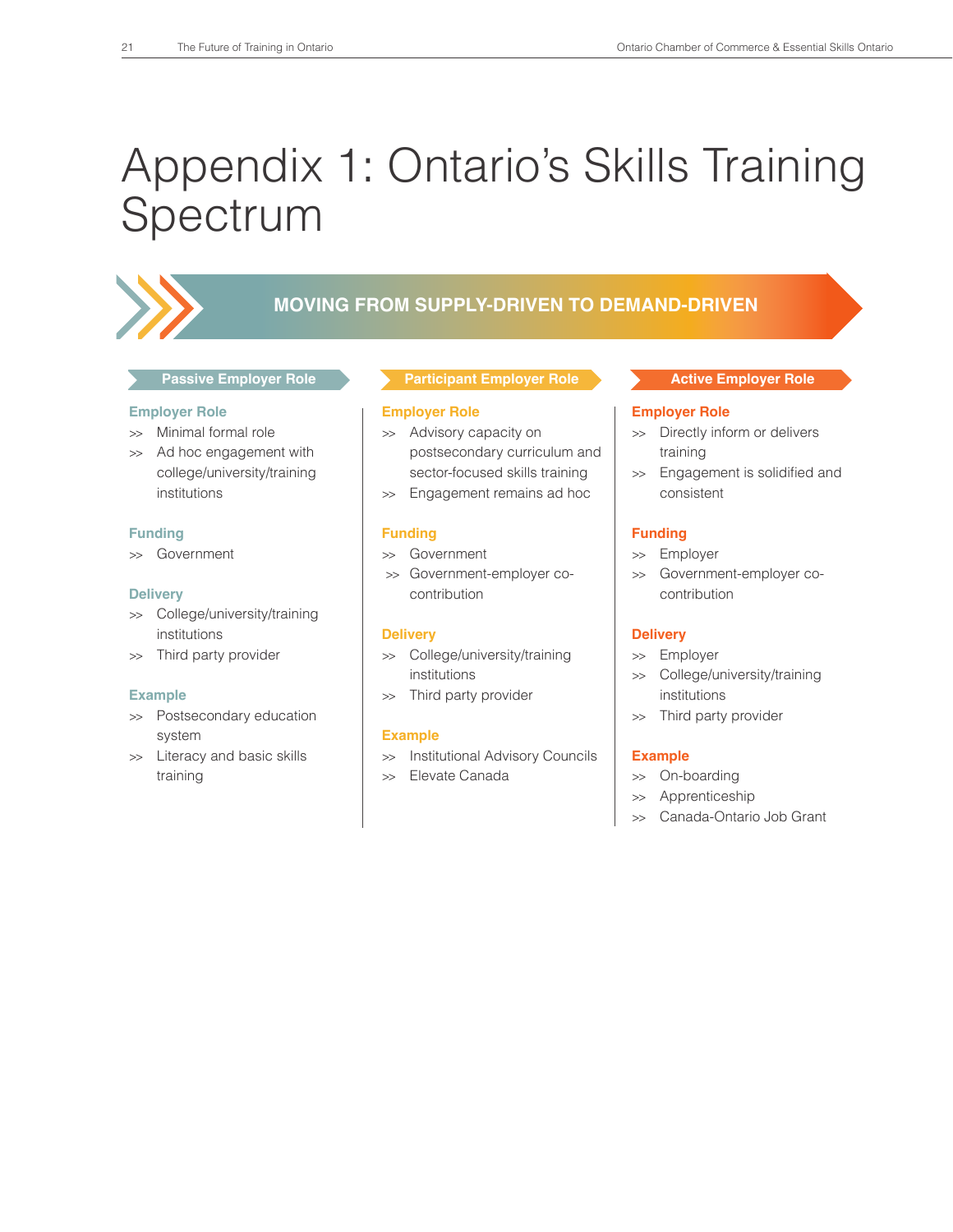# Appendix 1: Ontario's Skills Training Spectrum

**MOVING FROM SUPPLY-DRIVEN TO DEMAND-DRIVEN**

## Passive Employer Role

**Employer Role**

- Minimal formal role
- Ad hoc engagement with college/university/training institutions

**Funding**

- Government

**Delivery**

- College/university/training institutions
- Third party provider

**Example**

- Postsecondary education system
- Literacy and basic skills training

## Participant Employer Role

**Employer Role**

- Advisory capacity on postsecondary curriculum and sector-focused skills training
- Engagement remains ad hoc

**Funding**

- Government
- Government-employer co-contribution

**Delivery**

- College/university/training institutions
- Third party provider

**Example**

- Institutional Advisory Councils
- Elevate Canada

## Active Employer Role

**Employer Role**

- Directly inform or delivers training
- Engagement is solidified and consistent

**Funding**

- Employer
- Government-employer co-contribution

**Delivery**

- Employer
- College/university/training institutions
- Third party provider

**Example**

- On-boarding
- Apprenticeship
- Canada-Ontario Job Grant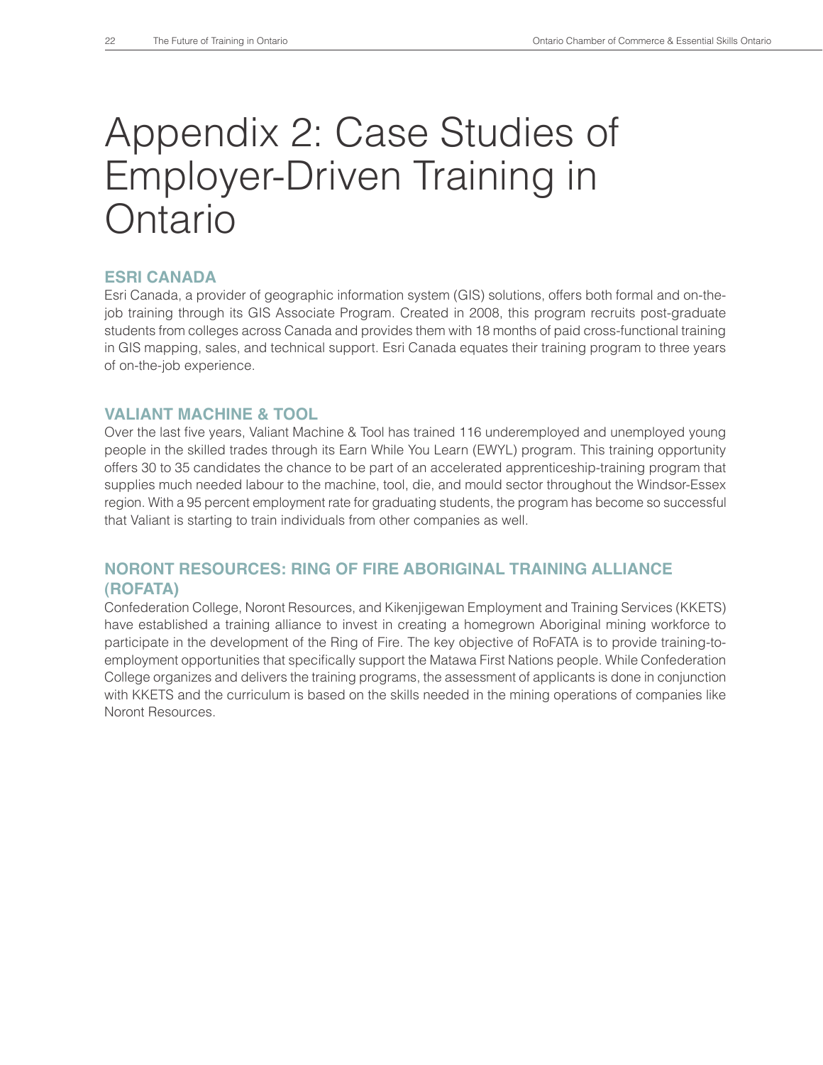# Appendix 2: Case Studies of Employer-Driven Training in Ontario

## ESRI CANADA

Esri Canada, a provider of geographic information system (GIS) solutions, offers both formal and on-the-job training through its GIS Associate Program. Created in 2008, this program recruits post-graduate students from colleges across Canada and provides them with 18 months of paid cross-functional training in GIS mapping, sales, and technical support. Esri Canada equates their training program to three years of on-the-job experience.

## VALIANT MACHINE & TOOL

Over the last five years, Valiant Machine & Tool has trained 116 underemployed and unemployed young people in the skilled trades through its Earn While You Learn (EWYL) program. This training opportunity offers 30 to 35 candidates the chance to be part of an accelerated apprenticeship-training program that supplies much needed labour to the machine, tool, die, and mould sector throughout the Windsor-Essex region. With a 95 percent employment rate for graduating students, the program has become so successful that Valiant is starting to train individuals from other companies as well.

## NORONT RESOURCES: RING OF FIRE ABORIGINAL TRAINING ALLIANCE (ROFATA)

Confederation College, Noront Resources, and Kikenjigewan Employment and Training Services (KKETS) have established a training alliance to invest in creating a homegrown Aboriginal mining workforce to participate in the development of the Ring of Fire. The key objective of RoFATA is to provide training-to-employment opportunities that specifically support the Matawa First Nations people. While Confederation College organizes and delivers the training programs, the assessment of applicants is done in conjunction with KKETS and the curriculum is based on the skills needed in the mining operations of companies like Noront Resources.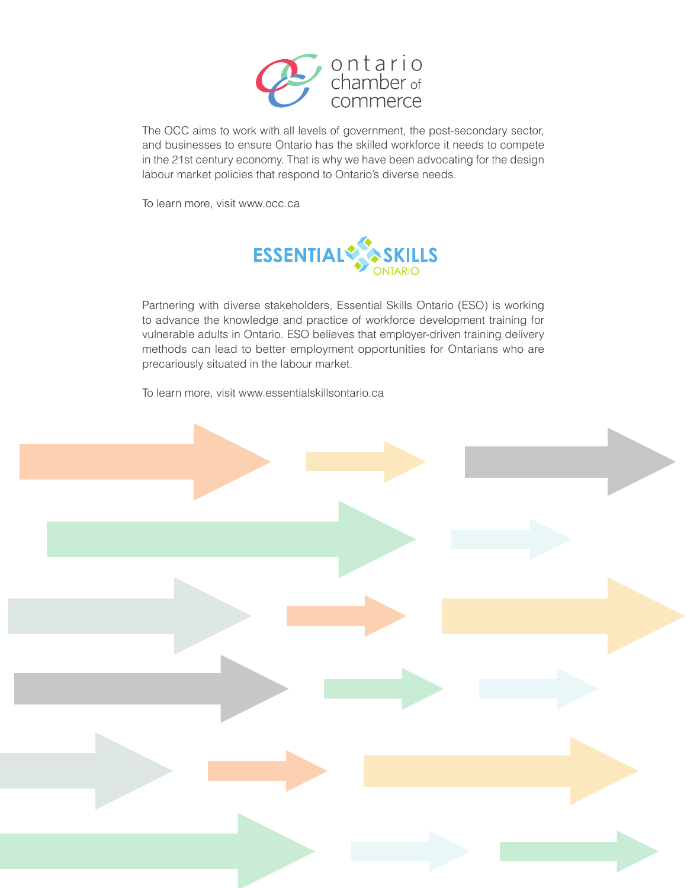ontario chamber of commerce

The OCC aims to work with all levels of government, the post-secondary sector, and businesses to ensure Ontario has the skilled workforce it needs to compete in the 21st century economy. That is why we have been advocating for the design labour market policies that respond to Ontario's diverse needs.

To learn more, visit www.occ.ca

ESSENTIAL SKILLS ONTARIO

Partnering with diverse stakeholders, Essential Skills Ontario (ESO) is working to advance the knowledge and practice of workforce development training for vulnerable adults in Ontario. ESO believes that employer-driven training delivery methods can lead to better employment opportunities for Ontarians who are precariously situated in the labour market.

To learn more, visit www.essentialskillsontario.ca